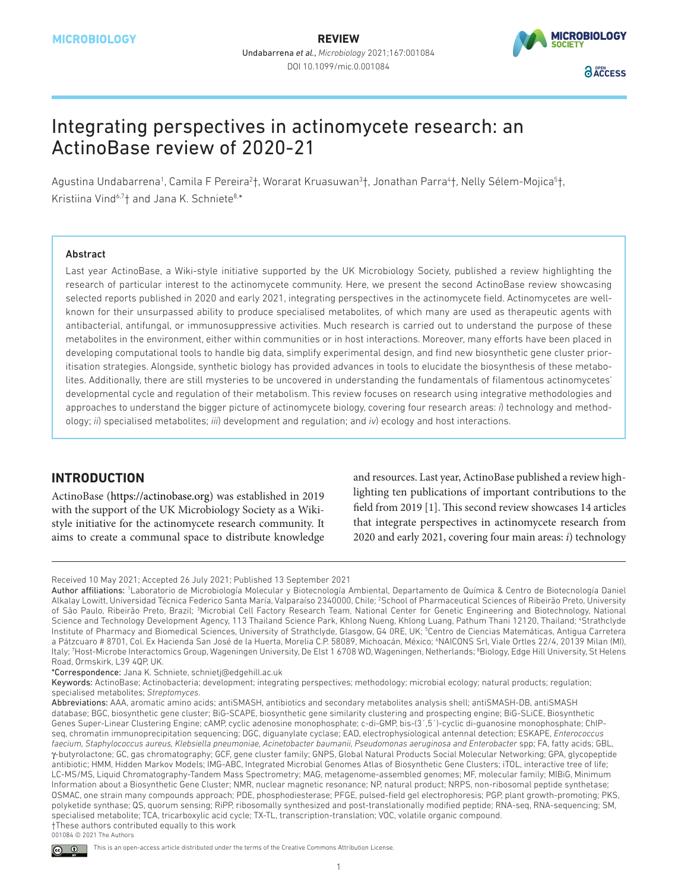# Integrating perspectives in actinomycete research: an ActinoBase review of 2020-21

Agustina Undabarrena[1], Camila F Pereira[2]†, Worarat Kruasuwan[3]†, Jonathan Parra[4]†, Nelly Sélem-Mojica[5]†, Kristiina Vind[6,7]† and Jana K. Schniete[8,*]

### Abstract

Last year ActinoBase, a Wiki-style initiative supported by the UK Microbiology Society, published a review highlighting the research of particular interest to the actinomycete community. Here, we present the second ActinoBase review showcasing selected reports published in 2020 and early 2021, integrating perspectives in the actinomycete field. Actinomycetes are well-known for their unsurpassed ability to produce specialised metabolites, of which many are used as therapeutic agents with antibacterial, antifungal, or immunosuppressive activities. Much research is carried out to understand the purpose of these metabolites in the environment, either within communities or in host interactions. Moreover, many efforts have been placed in developing computational tools to handle big data, simplify experimental design, and find new biosynthetic gene cluster prioritisation strategies. Alongside, synthetic biology has provided advances in tools to elucidate the biosynthesis of these metabolites. Additionally, there are still mysteries to be uncovered in understanding the fundamentals of filamentous actinomycetes' developmental cycle and regulation of their metabolism. This review focuses on research using integrative methodologies and approaches to understand the bigger picture of actinomycete biology, covering four research areas: *i*) technology and methodology; *ii*) specialised metabolites; *iii*) development and regulation; and *iv*) ecology and host interactions.

## INTRODUCTION

ActinoBase (https://actinobase.org) was established in 2019 with the support of the UK Microbiology Society as a Wiki-style initiative for the actinomycete research community. It aims to create a communal space to distribute knowledge and resources. Last year, ActinoBase published a review highlighting ten publications of important contributions to the field from 2019 [1]. This second review showcases 14 articles that integrate perspectives in actinomycete research from 2020 and early 2021, covering four main areas: *i*) technology

---

Received 10 May 2021; Accepted 26 July 2021; Published 13 September 2021

**Author affiliations:** [1]Laboratorio de Microbiología Molecular y Biotecnología Ambiental, Departamento de Química & Centro de Biotecnología Daniel Alkalay Lowitt, Universidad Técnica Federico Santa María, Valparaíso 2340000, Chile; [2]School of Pharmaceutical Sciences of Ribeirão Preto, University of São Paulo, Ribeirão Preto, Brazil; [3]Microbial Cell Factory Research Team, National Center for Genetic Engineering and Biotechnology, National Science and Technology Development Agency, 113 Thailand Science Park, Khlong Nueng, Khlong Luang, Pathum Thani 12120, Thailand; [4]Strathclyde Institute of Pharmacy and Biomedical Sciences, University of Strathclyde, Glasgow, G4 0RE, UK; [5]Centro de Ciencias Matemáticas, Antigua Carretera a Pátzcuaro # 8701, Col. Ex Hacienda San José de la Huerta, Morelia C.P. 58089, Michoacán, México; [6]NAICONS Srl, Viale Ortles 22/4, 20139 Milan (MI), Italy; [7]Host-Microbe Interactomics Group, Wageningen University, De Elst 1 6708 WD, Wageningen, Netherlands; [8]Biology, Edge Hill University, St Helens Road, Ormskirk, L39 4QP, UK.

*Correspondence: Jana K. Schniete, schnietj@edgehill.ac.uk

**Keywords:** ActinoBase; Actinobacteria; development; integrating perspectives; methodology; microbial ecology; natural products; regulation; specialised metabolites; *Streptomyces*.

**Abbreviations:** AAA, aromatic amino acids; antiSMASH, antibiotics and secondary metabolites analysis shell; antiSMASH-DB, antiSMASH database; BGC, biosynthetic gene cluster; BiG-SCAPE, biosynthetic gene similarity clustering and prospecting engine; BiG-SLiCE, Biosynthetic Genes Super-Linear Clustering Engine; cAMP, cyclic adenosine monophosphate; c-di-GMP, bis-(3´,5´)-cyclic di-guanosine monophosphate; ChIP-seq, chromatin immunoprecipitation sequencing; DGC, diguanylate cyclase; EAD, electrophysiological antennal detection; ESKAPE, *Enterococcus faecium, Staphylococcus aureus, Klebsiella pneumoniae, Acinetobacter baumanii, Pseudomonas aeruginosa and Enterobacter* spp; FA, fatty acids; GBL, γ-butyrolactone; GC, gas chromatography; GCF, gene cluster family; GNPS, Global Natural Products Social Molecular Networking; GPA, glycopeptide antibiotic; HMM, Hidden Markov Models; IMG-ABC, Integrated Microbial Genomes Atlas of Biosynthetic Gene Clusters; iTOL, interactive tree of life; LC-MS/MS, Liquid Chromatography-Tandem Mass Spectrometry; MAG, metagenome-assembled genomes; MF, molecular family; MIBiG, Minimum Information about a Biosynthetic Gene Cluster; NMR, nuclear magnetic resonance; NP, natural product; NRPS, non-ribosomal peptide synthetase; OSMAC, one strain many compounds approach; PDE, phosphodiesterase; PFGE, pulsed-field gel electrophoresis; PGP, plant growth-promoting; PKS, polyketide synthase; QS, quorum sensing; RiPP, ribosomally synthesized and post-translationally modified peptide; RNA-seq, RNA-sequencing; SM, specialised metabolite; TCA, tricarboxylic acid cycle; TX-TL, transcription-translation; VOC, volatile organic compound.

†These authors contributed equally to this work

001084 © 2021 The Authors

This is an open-access article distributed under the terms of the Creative Commons Attribution License.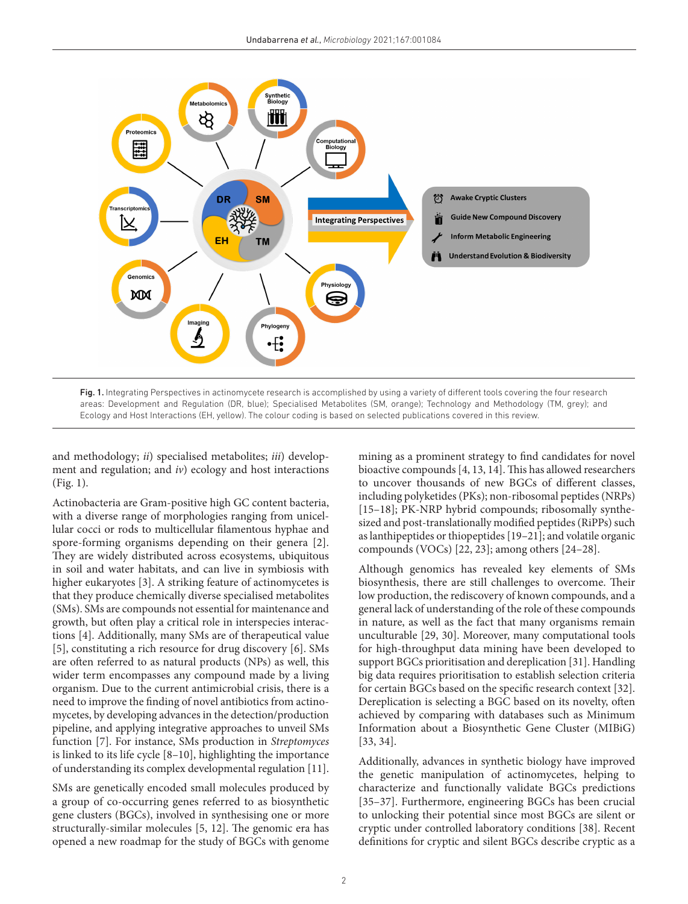**Fig. 1.** Integrating Perspectives in actinomycete research is accomplished by using a variety of different tools covering the four research areas: Development and Regulation (DR, blue); Specialised Metabolites (SM, orange); Technology and Methodology (TM, grey); and Ecology and Host Interactions (EH, yellow). The colour coding is based on selected publications covered in this review.

and methodology; *ii*) specialised metabolites; *iii*) development and regulation; and *iv*) ecology and host interactions (Fig. 1).

Actinobacteria are Gram-positive high GC content bacteria, with a diverse range of morphologies ranging from unicellular cocci or rods to multicellular filamentous hyphae and spore-forming organisms depending on their genera [2]. They are widely distributed across ecosystems, ubiquitous in soil and water habitats, and can live in symbiosis with higher eukaryotes [3]. A striking feature of actinomycetes is that they produce chemically diverse specialised metabolites (SMs). SMs are compounds not essential for maintenance and growth, but often play a critical role in interspecies interactions [4]. Additionally, many SMs are of therapeutical value [5], constituting a rich resource for drug discovery [6]. SMs are often referred to as natural products (NPs) as well, this wider term encompasses any compound made by a living organism. Due to the current antimicrobial crisis, there is a need to improve the finding of novel antibiotics from actinomycetes, by developing advances in the detection/production pipeline, and applying integrative approaches to unveil SMs function [7]. For instance, SMs production in *Streptomyces* is linked to its life cycle [8–10], highlighting the importance of understanding its complex developmental regulation [11].

SMs are genetically encoded small molecules produced by a group of co-occurring genes referred to as biosynthetic gene clusters (BGCs), involved in synthesising one or more structurally-similar molecules [5, 12]. The genomic era has opened a new roadmap for the study of BGCs with genome mining as a prominent strategy to find candidates for novel bioactive compounds [4, 13, 14]. This has allowed researchers to uncover thousands of new BGCs of different classes, including polyketides (PKs); non-ribosomal peptides (NRPs) [15–18]; PK-NRP hybrid compounds; ribosomally synthesized and post-translationally modified peptides (RiPPs) such as lanthipeptides or thiopeptides [19–21]; and volatile organic compounds (VOCs) [22, 23]; among others [24–28].

Although genomics has revealed key elements of SMs biosynthesis, there are still challenges to overcome. Their low production, the rediscovery of known compounds, and a general lack of understanding of the role of these compounds in nature, as well as the fact that many organisms remain unculturable [29, 30]. Moreover, many computational tools for high-throughput data mining have been developed to support BGCs prioritisation and dereplication [31]. Handling big data requires prioritisation to establish selection criteria for certain BGCs based on the specific research context [32]. Dereplication is selecting a BGC based on its novelty, often achieved by comparing with databases such as Minimum Information about a Biosynthetic Gene Cluster (MIBiG) [33, 34].

Additionally, advances in synthetic biology have improved the genetic manipulation of actinomycetes, helping to characterize and functionally validate BGCs predictions [35–37]. Furthermore, engineering BGCs has been crucial to unlocking their potential since most BGCs are silent or cryptic under controlled laboratory conditions [38]. Recent definitions for cryptic and silent BGCs describe cryptic as a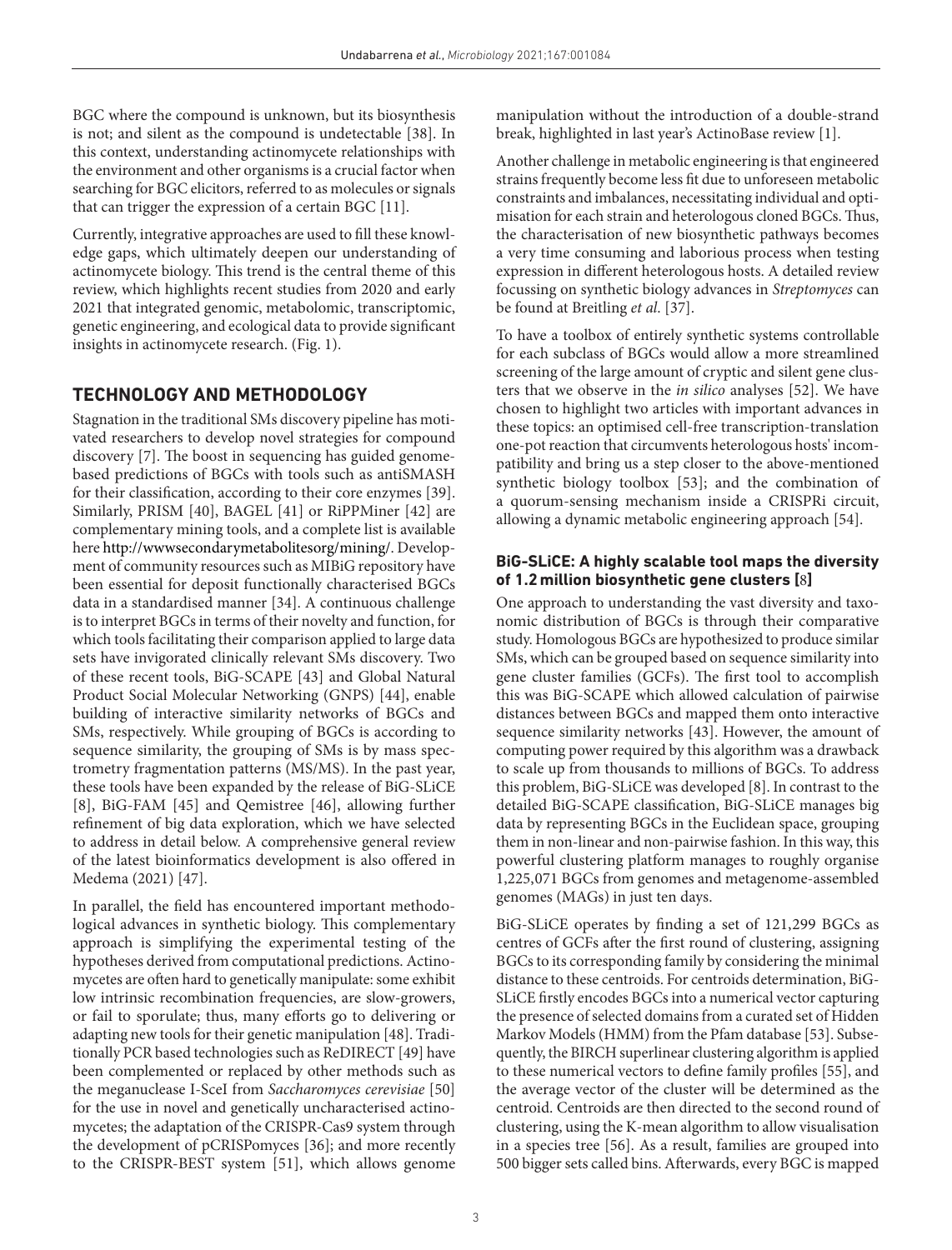BGC where the compound is unknown, but its biosynthesis is not; and silent as the compound is undetectable [38]. In this context, understanding actinomycete relationships with the environment and other organisms is a crucial factor when searching for BGC elicitors, referred to as molecules or signals that can trigger the expression of a certain BGC [11].

Currently, integrative approaches are used to fill these knowledge gaps, which ultimately deepen our understanding of actinomycete biology. This trend is the central theme of this review, which highlights recent studies from 2020 and early 2021 that integrated genomic, metabolomic, transcriptomic, genetic engineering, and ecological data to provide significant insights in actinomycete research. (Fig. 1).

## TECHNOLOGY AND METHODOLOGY

Stagnation in the traditional SMs discovery pipeline has motivated researchers to develop novel strategies for compound discovery [7]. The boost in sequencing has guided genome-based predictions of BGCs with tools such as antiSMASH for their classification, according to their core enzymes [39]. Similarly, PRISM [40], BAGEL [41] or RiPPMiner [42] are complementary mining tools, and a complete list is available here http://wwwsecondarymetabolitesorg/mining/. Development of community resources such as MIBiG repository have been essential for deposit functionally characterised BGCs data in a standardised manner [34]. A continuous challenge is to interpret BGCs in terms of their novelty and function, for which tools facilitating their comparison applied to large data sets have invigorated clinically relevant SMs discovery. Two of these recent tools, BiG-SCAPE [43] and Global Natural Product Social Molecular Networking (GNPS) [44], enable building of interactive similarity networks of BGCs and SMs, respectively. While grouping of BGCs is according to sequence similarity, the grouping of SMs is by mass spectrometry fragmentation patterns (MS/MS). In the past year, these tools have been expanded by the release of BiG-SLiCE [8], BiG-FAM [45] and Qemistree [46], allowing further refinement of big data exploration, which we have selected to address in detail below. A comprehensive general review of the latest bioinformatics development is also offered in Medema (2021) [47].

In parallel, the field has encountered important methodological advances in synthetic biology. This complementary approach is simplifying the experimental testing of the hypotheses derived from computational predictions. Actinomycetes are often hard to genetically manipulate: some exhibit low intrinsic recombination frequencies, are slow-growers, or fail to sporulate; thus, many efforts go to delivering or adapting new tools for their genetic manipulation [48]. Traditionally PCR based technologies such as ReDIRECT [49] have been complemented or replaced by other methods such as the meganuclease I-SceI from *Saccharomyces cerevisiae* [50] for the use in novel and genetically uncharacterised actinomycetes; the adaptation of the CRISPR-Cas9 system through the development of pCRISPomyces [36]; and more recently to the CRISPR-BEST system [51], which allows genome manipulation without the introduction of a double-strand break, highlighted in last year's ActinoBase review [1].

Another challenge in metabolic engineering is that engineered strains frequently become less fit due to unforeseen metabolic constraints and imbalances, necessitating individual and optimisation for each strain and heterologous cloned BGCs. Thus, the characterisation of new biosynthetic pathways becomes a very time consuming and laborious process when testing expression in different heterologous hosts. A detailed review focussing on synthetic biology advances in *Streptomyces* can be found at Breitling *et al.* [37].

To have a toolbox of entirely synthetic systems controllable for each subclass of BGCs would allow a more streamlined screening of the large amount of cryptic and silent gene clusters that we observe in the *in silico* analyses [52]. We have chosen to highlight two articles with important advances in these topics: an optimised cell-free transcription-translation one-pot reaction that circumvents heterologous hosts' incompatibility and bring us a step closer to the above-mentioned synthetic biology toolbox [53]; and the combination of a quorum-sensing mechanism inside a CRISPRi circuit, allowing a dynamic metabolic engineering approach [54].

### BiG-SLiCE: A highly scalable tool maps the diversity of 1.2 million biosynthetic gene clusters [8]

One approach to understanding the vast diversity and taxonomic distribution of BGCs is through their comparative study. Homologous BGCs are hypothesized to produce similar SMs, which can be grouped based on sequence similarity into gene cluster families (GCFs). The first tool to accomplish this was BiG-SCAPE which allowed calculation of pairwise distances between BGCs and mapped them onto interactive sequence similarity networks [43]. However, the amount of computing power required by this algorithm was a drawback to scale up from thousands to millions of BGCs. To address this problem, BiG-SLiCE was developed [8]. In contrast to the detailed BiG-SCAPE classification, BiG-SLiCE manages big data by representing BGCs in the Euclidean space, grouping them in non-linear and non-pairwise fashion. In this way, this powerful clustering platform manages to roughly organise 1,225,071 BGCs from genomes and metagenome-assembled genomes (MAGs) in just ten days.

BiG-SLiCE operates by finding a set of 121,299 BGCs as centres of GCFs after the first round of clustering, assigning BGCs to its corresponding family by considering the minimal distance to these centroids. For centroids determination, BiG-SLiCE firstly encodes BGCs into a numerical vector capturing the presence of selected domains from a curated set of Hidden Markov Models (HMM) from the Pfam database [53]. Subsequently, the BIRCH superlinear clustering algorithm is applied to these numerical vectors to define family profiles [55], and the average vector of the cluster will be determined as the centroid. Centroids are then directed to the second round of clustering, using the K-mean algorithm to allow visualisation in a species tree [56]. As a result, families are grouped into 500 bigger sets called bins. Afterwards, every BGC is mapped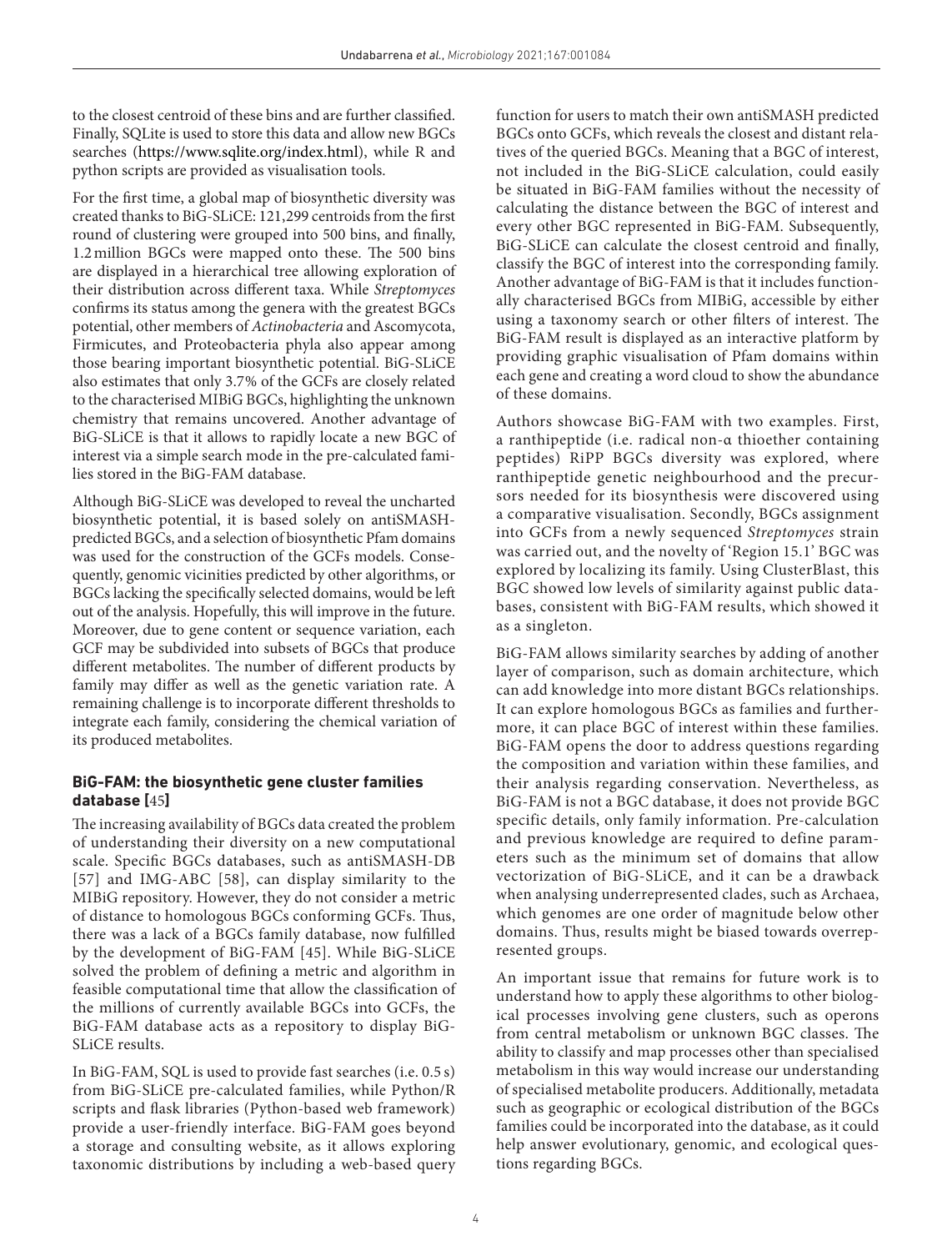to the closest centroid of these bins and are further classified. Finally, SQLite is used to store this data and allow new BGCs searches (https://www.sqlite.org/index.html), while R and python scripts are provided as visualisation tools.

For the first time, a global map of biosynthetic diversity was created thanks to BiG-SLiCE: 121,299 centroids from the first round of clustering were grouped into 500 bins, and finally, 1.2 million BGCs were mapped onto these. The 500 bins are displayed in a hierarchical tree allowing exploration of their distribution across different taxa. While *Streptomyces* confirms its status among the genera with the greatest BGCs potential, other members of *Actinobacteria* and Ascomycota, Firmicutes, and Proteobacteria phyla also appear among those bearing important biosynthetic potential. BiG-SLiCE also estimates that only 3.7% of the GCFs are closely related to the characterised MIBiG BGCs, highlighting the unknown chemistry that remains uncovered. Another advantage of BiG-SLiCE is that it allows to rapidly locate a new BGC of interest via a simple search mode in the pre-calculated families stored in the BiG-FAM database.

Although BiG-SLiCE was developed to reveal the uncharted biosynthetic potential, it is based solely on antiSMASH-predicted BGCs, and a selection of biosynthetic Pfam domains was used for the construction of the GCFs models. Consequently, genomic vicinities predicted by other algorithms, or BGCs lacking the specifically selected domains, would be left out of the analysis. Hopefully, this will improve in the future. Moreover, due to gene content or sequence variation, each GCF may be subdivided into subsets of BGCs that produce different metabolites. The number of different products by family may differ as well as the genetic variation rate. A remaining challenge is to incorporate different thresholds to integrate each family, considering the chemical variation of its produced metabolites.

### BiG-FAM: the biosynthetic gene cluster families database [45]

The increasing availability of BGCs data created the problem of understanding their diversity on a new computational scale. Specific BGCs databases, such as antiSMASH-DB [57] and IMG-ABC [58], can display similarity to the MIBiG repository. However, they do not consider a metric of distance to homologous BGCs conforming GCFs. Thus, there was a lack of a BGCs family database, now fulfilled by the development of BiG-FAM [45]. While BiG-SLiCE solved the problem of defining a metric and algorithm in feasible computational time that allow the classification of the millions of currently available BGCs into GCFs, the BiG-FAM database acts as a repository to display BiG-SLiCE results.

In BiG-FAM, SQL is used to provide fast searches (i.e. 0.5 s) from BiG-SLiCE pre-calculated families, while Python/R scripts and flask libraries (Python-based web framework) provide a user-friendly interface. BiG-FAM goes beyond a storage and consulting website, as it allows exploring taxonomic distributions by including a web-based query function for users to match their own antiSMASH predicted BGCs onto GCFs, which reveals the closest and distant relatives of the queried BGCs. Meaning that a BGC of interest, not included in the BiG-SLiCE calculation, could easily be situated in BiG-FAM families without the necessity of calculating the distance between the BGC of interest and every other BGC represented in BiG-FAM. Subsequently, BiG-SLiCE can calculate the closest centroid and finally, classify the BGC of interest into the corresponding family. Another advantage of BiG-FAM is that it includes functionally characterised BGCs from MIBiG, accessible by either using a taxonomy search or other filters of interest. The BiG-FAM result is displayed as an interactive platform by providing graphic visualisation of Pfam domains within each gene and creating a word cloud to show the abundance of these domains.

Authors showcase BiG-FAM with two examples. First, a ranthipeptide (i.e. radical non-α thioether containing peptides) RiPP BGCs diversity was explored, where ranthipeptide genetic neighbourhood and the precursors needed for its biosynthesis were discovered using a comparative visualisation. Secondly, BGCs assignment into GCFs from a newly sequenced *Streptomyces* strain was carried out, and the novelty of 'Region 15.1' BGC was explored by localizing its family. Using ClusterBlast, this BGC showed low levels of similarity against public databases, consistent with BiG-FAM results, which showed it as a singleton.

BiG-FAM allows similarity searches by adding of another layer of comparison, such as domain architecture, which can add knowledge into more distant BGCs relationships. It can explore homologous BGCs as families and furthermore, it can place BGC of interest within these families. BiG-FAM opens the door to address questions regarding the composition and variation within these families, and their analysis regarding conservation. Nevertheless, as BiG-FAM is not a BGC database, it does not provide BGC specific details, only family information. Pre-calculation and previous knowledge are required to define parameters such as the minimum set of domains that allow vectorization of BiG-SLiCE, and it can be a drawback when analysing underrepresented clades, such as Archaea, which genomes are one order of magnitude below other domains. Thus, results might be biased towards overrepresented groups.

An important issue that remains for future work is to understand how to apply these algorithms to other biological processes involving gene clusters, such as operons from central metabolism or unknown BGC classes. The ability to classify and map processes other than specialised metabolism in this way would increase our understanding of specialised metabolite producers. Additionally, metadata such as geographic or ecological distribution of the BGCs families could be incorporated into the database, as it could help answer evolutionary, genomic, and ecological questions regarding BGCs.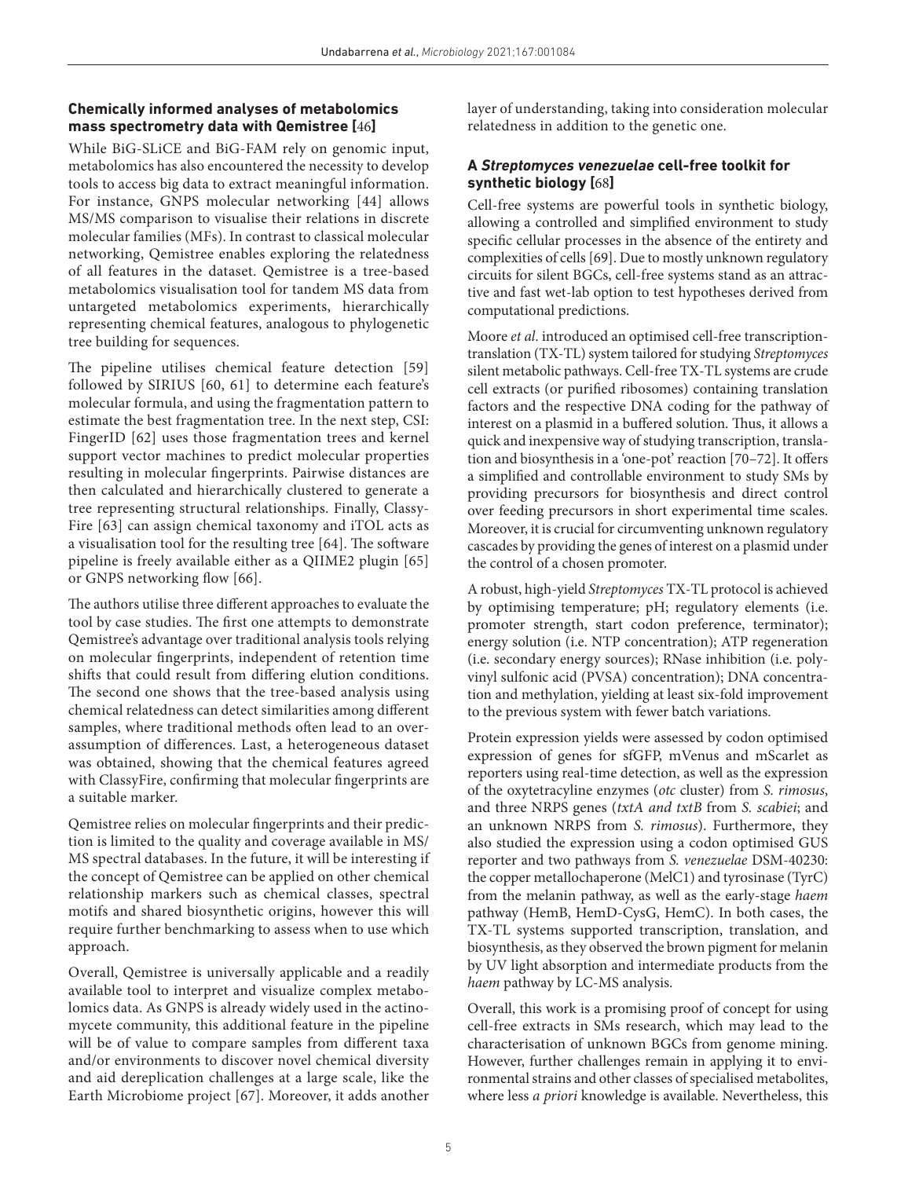### Chemically informed analyses of metabolomics mass spectrometry data with Qemistree [46]

While BiG-SLiCE and BiG-FAM rely on genomic input, metabolomics has also encountered the necessity to develop tools to access big data to extract meaningful information. For instance, GNPS molecular networking [44] allows MS/MS comparison to visualise their relations in discrete molecular families (MFs). In contrast to classical molecular networking, Qemistree enables exploring the relatedness of all features in the dataset. Qemistree is a tree-based metabolomics visualisation tool for tandem MS data from untargeted metabolomics experiments, hierarchically representing chemical features, analogous to phylogenetic tree building for sequences.

The pipeline utilises chemical feature detection [59] followed by SIRIUS [60, 61] to determine each feature's molecular formula, and using the fragmentation pattern to estimate the best fragmentation tree. In the next step, CSI: FingerID [62] uses those fragmentation trees and kernel support vector machines to predict molecular properties resulting in molecular fingerprints. Pairwise distances are then calculated and hierarchically clustered to generate a tree representing structural relationships. Finally, ClassyFire [63] can assign chemical taxonomy and iTOL acts as a visualisation tool for the resulting tree [64]. The software pipeline is freely available either as a QIIME2 plugin [65] or GNPS networking flow [66].

The authors utilise three different approaches to evaluate the tool by case studies. The first one attempts to demonstrate Qemistree's advantage over traditional analysis tools relying on molecular fingerprints, independent of retention time shifts that could result from differing elution conditions. The second one shows that the tree-based analysis using chemical relatedness can detect similarities among different samples, where traditional methods often lead to an over-assumption of differences. Last, a heterogeneous dataset was obtained, showing that the chemical features agreed with ClassyFire, confirming that molecular fingerprints are a suitable marker.

Qemistree relies on molecular fingerprints and their prediction is limited to the quality and coverage available in MS/MS spectral databases. In the future, it will be interesting if the concept of Qemistree can be applied on other chemical relationship markers such as chemical classes, spectral motifs and shared biosynthetic origins, however this will require further benchmarking to assess when to use which approach.

Overall, Qemistree is universally applicable and a readily available tool to interpret and visualize complex metabolomics data. As GNPS is already widely used in the actinomycete community, this additional feature in the pipeline will be of value to compare samples from different taxa and/or environments to discover novel chemical diversity and aid dereplication challenges at a large scale, like the Earth Microbiome project [67]. Moreover, it adds another layer of understanding, taking into consideration molecular relatedness in addition to the genetic one.

### A *Streptomyces venezuelae* cell-free toolkit for synthetic biology [68]

Cell-free systems are powerful tools in synthetic biology, allowing a controlled and simplified environment to study specific cellular processes in the absence of the entirety and complexities of cells [69]. Due to mostly unknown regulatory circuits for silent BGCs, cell-free systems stand as an attractive and fast wet-lab option to test hypotheses derived from computational predictions.

Moore *et al*. introduced an optimised cell-free transcription-translation (TX-TL) system tailored for studying *Streptomyces* silent metabolic pathways. Cell-free TX-TL systems are crude cell extracts (or purified ribosomes) containing translation factors and the respective DNA coding for the pathway of interest on a plasmid in a buffered solution. Thus, it allows a quick and inexpensive way of studying transcription, translation and biosynthesis in a 'one-pot' reaction [70–72]. It offers a simplified and controllable environment to study SMs by providing precursors for biosynthesis and direct control over feeding precursors in short experimental time scales. Moreover, it is crucial for circumventing unknown regulatory cascades by providing the genes of interest on a plasmid under the control of a chosen promoter.

A robust, high-yield *Streptomyces* TX-TL protocol is achieved by optimising temperature; pH; regulatory elements (i.e. promoter strength, start codon preference, terminator); energy solution (i.e. NTP concentration); ATP regeneration (i.e. secondary energy sources); RNase inhibition (i.e. polyvinyl sulfonic acid (PVSA) concentration); DNA concentration and methylation, yielding at least six-fold improvement to the previous system with fewer batch variations.

Protein expression yields were assessed by codon optimised expression of genes for sfGFP, mVenus and mScarlet as reporters using real-time detection, as well as the expression of the oxytetracyline enzymes (*otc* cluster) from *S. rimosus*, and three NRPS genes (*txtA and txtB* from *S. scabiei*; and an unknown NRPS from *S. rimosus*). Furthermore, they also studied the expression using a codon optimised GUS reporter and two pathways from *S. venezuelae* DSM-40230: the copper metallochaperone (MelC1) and tyrosinase (TyrC) from the melanin pathway, as well as the early-stage *haem* pathway (HemB, HemD-CysG, HemC). In both cases, the TX-TL systems supported transcription, translation, and biosynthesis, as they observed the brown pigment for melanin by UV light absorption and intermediate products from the *haem* pathway by LC-MS analysis.

Overall, this work is a promising proof of concept for using cell-free extracts in SMs research, which may lead to the characterisation of unknown BGCs from genome mining. However, further challenges remain in applying it to environmental strains and other classes of specialised metabolites, where less *a priori* knowledge is available. Nevertheless, this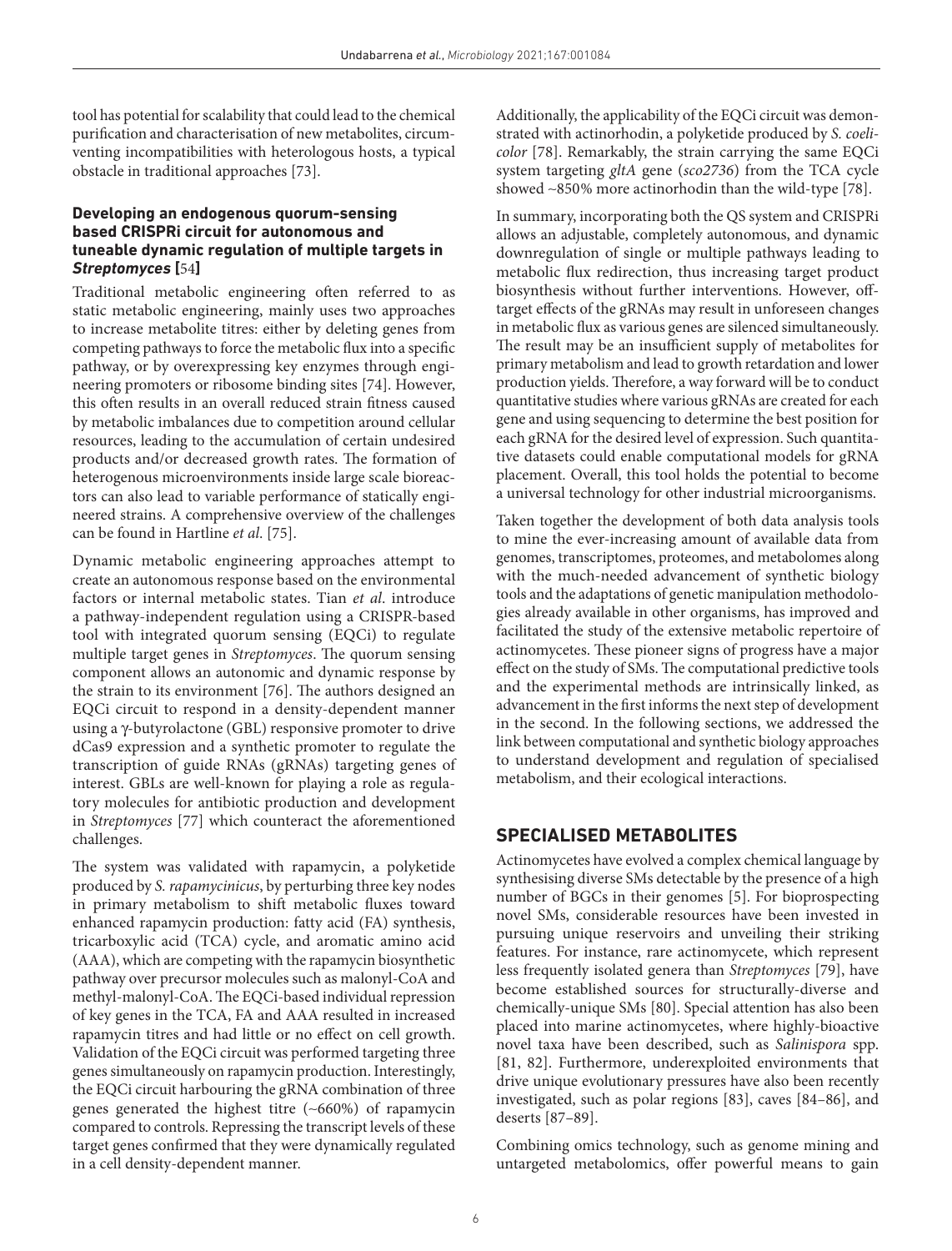tool has potential for scalability that could lead to the chemical purification and characterisation of new metabolites, circumventing incompatibilities with heterologous hosts, a typical obstacle in traditional approaches [73].

### Developing an endogenous quorum-sensing based CRISPRi circuit for autonomous and tuneable dynamic regulation of multiple targets in *Streptomyces* [54]

Traditional metabolic engineering often referred to as static metabolic engineering, mainly uses two approaches to increase metabolite titres: either by deleting genes from competing pathways to force the metabolic flux into a specific pathway, or by overexpressing key enzymes through engineering promoters or ribosome binding sites [74]. However, this often results in an overall reduced strain fitness caused by metabolic imbalances due to competition around cellular resources, leading to the accumulation of certain undesired products and/or decreased growth rates. The formation of heterogenous microenvironments inside large scale bioreactors can also lead to variable performance of statically engineered strains. A comprehensive overview of the challenges can be found in Hartline *et al.* [75].

Dynamic metabolic engineering approaches attempt to create an autonomous response based on the environmental factors or internal metabolic states. Tian *et al*. introduce a pathway-independent regulation using a CRISPR-based tool with integrated quorum sensing (EQCi) to regulate multiple target genes in *Streptomyces*. The quorum sensing component allows an autonomic and dynamic response by the strain to its environment [76]. The authors designed an EQCi circuit to respond in a density-dependent manner using a γ-butyrolactone (GBL) responsive promoter to drive dCas9 expression and a synthetic promoter to regulate the transcription of guide RNAs (gRNAs) targeting genes of interest. GBLs are well-known for playing a role as regulatory molecules for antibiotic production and development in *Streptomyces* [77] which counteract the aforementioned challenges.

The system was validated with rapamycin, a polyketide produced by *S. rapamycinicus*, by perturbing three key nodes in primary metabolism to shift metabolic fluxes toward enhanced rapamycin production: fatty acid (FA) synthesis, tricarboxylic acid (TCA) cycle, and aromatic amino acid (AAA), which are competing with the rapamycin biosynthetic pathway over precursor molecules such as malonyl-CoA and methyl-malonyl-CoA. The EQCi-based individual repression of key genes in the TCA, FA and AAA resulted in increased rapamycin titres and had little or no effect on cell growth. Validation of the EQCi circuit was performed targeting three genes simultaneously on rapamycin production. Interestingly, the EQCi circuit harbouring the gRNA combination of three genes generated the highest titre (~660%) of rapamycin compared to controls. Repressing the transcript levels of these target genes confirmed that they were dynamically regulated in a cell density-dependent manner.

Additionally, the applicability of the EQCi circuit was demonstrated with actinorhodin, a polyketide produced by *S. coelicolor* [78]. Remarkably, the strain carrying the same EQCi system targeting *gltA* gene (*sco2736*) from the TCA cycle showed ~850% more actinorhodin than the wild-type [78].

In summary, incorporating both the QS system and CRISPRi allows an adjustable, completely autonomous, and dynamic downregulation of single or multiple pathways leading to metabolic flux redirection, thus increasing target product biosynthesis without further interventions. However, off-target effects of the gRNAs may result in unforeseen changes in metabolic flux as various genes are silenced simultaneously. The result may be an insufficient supply of metabolites for primary metabolism and lead to growth retardation and lower production yields. Therefore, a way forward will be to conduct quantitative studies where various gRNAs are created for each gene and using sequencing to determine the best position for each gRNA for the desired level of expression. Such quantitative datasets could enable computational models for gRNA placement. Overall, this tool holds the potential to become a universal technology for other industrial microorganisms.

Taken together the development of both data analysis tools to mine the ever-increasing amount of available data from genomes, transcriptomes, proteomes, and metabolomes along with the much-needed advancement of synthetic biology tools and the adaptations of genetic manipulation methodologies already available in other organisms, has improved and facilitated the study of the extensive metabolic repertoire of actinomycetes. These pioneer signs of progress have a major effect on the study of SMs. The computational predictive tools and the experimental methods are intrinsically linked, as advancement in the first informs the next step of development in the second. In the following sections, we addressed the link between computational and synthetic biology approaches to understand development and regulation of specialised metabolism, and their ecological interactions.

## SPECIALISED METABOLITES

Actinomycetes have evolved a complex chemical language by synthesising diverse SMs detectable by the presence of a high number of BGCs in their genomes [5]. For bioprospecting novel SMs, considerable resources have been invested in pursuing unique reservoirs and unveiling their striking features. For instance, rare actinomycete, which represent less frequently isolated genera than *Streptomyces* [79], have become established sources for structurally-diverse and chemically-unique SMs [80]. Special attention has also been placed into marine actinomycetes, where highly-bioactive novel taxa have been described, such as *Salinispora* spp. [81, 82]. Furthermore, underexploited environments that drive unique evolutionary pressures have also been recently investigated, such as polar regions [83], caves [84–86], and deserts [87–89].

Combining omics technology, such as genome mining and untargeted metabolomics, offer powerful means to gain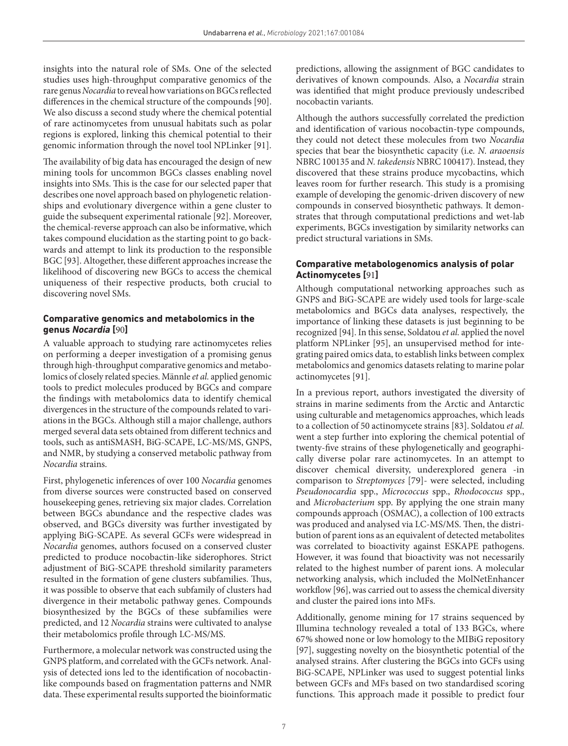insights into the natural role of SMs. One of the selected studies uses high-throughput comparative genomics of the rare genus *Nocardia* to reveal how variations on BGCs reflected differences in the chemical structure of the compounds [90]. We also discuss a second study where the chemical potential of rare actinomycetes from unusual habitats such as polar regions is explored, linking this chemical potential to their genomic information through the novel tool NPLinker [91].

The availability of big data has encouraged the design of new mining tools for uncommon BGCs classes enabling novel insights into SMs. This is the case for our selected paper that describes one novel approach based on phylogenetic relationships and evolutionary divergence within a gene cluster to guide the subsequent experimental rationale [92]. Moreover, the chemical-reverse approach can also be informative, which takes compound elucidation as the starting point to go backwards and attempt to link its production to the responsible BGC [93]. Altogether, these different approaches increase the likelihood of discovering new BGCs to access the chemical uniqueness of their respective products, both crucial to discovering novel SMs.

### Comparative genomics and metabolomics in the genus *Nocardia* [90]

A valuable approach to studying rare actinomycetes relies on performing a deeper investigation of a promising genus through high-throughput comparative genomics and metabolomics of closely related species. Männle *et al.* applied genomic tools to predict molecules produced by BGCs and compare the findings with metabolomics data to identify chemical divergences in the structure of the compounds related to variations in the BGCs. Although still a major challenge, authors merged several data sets obtained from different technics and tools, such as antiSMASH, BiG-SCAPE, LC-MS/MS, GNPS, and NMR, by studying a conserved metabolic pathway from *Nocardia* strains.

First, phylogenetic inferences of over 100 *Nocardia* genomes from diverse sources were constructed based on conserved housekeeping genes, retrieving six major clades. Correlation between BGCs abundance and the respective clades was observed, and BGCs diversity was further investigated by applying BiG-SCAPE. As several GCFs were widespread in *Nocardia* genomes, authors focused on a conserved cluster predicted to produce nocobactin-like siderophores. Strict adjustment of BiG-SCAPE threshold similarity parameters resulted in the formation of gene clusters subfamilies. Thus, it was possible to observe that each subfamily of clusters had divergence in their metabolic pathway genes. Compounds biosynthesized by the BGCs of these subfamilies were predicted, and 12 *Nocardia* strains were cultivated to analyse their metabolomics profile through LC-MS/MS.

Furthermore, a molecular network was constructed using the GNPS platform, and correlated with the GCFs network. Analysis of detected ions led to the identification of nocobactin-like compounds based on fragmentation patterns and NMR data. These experimental results supported the bioinformatic predictions, allowing the assignment of BGC candidates to derivatives of known compounds. Also, a *Nocardia* strain was identified that might produce previously undescribed nocobactin variants.

Although the authors successfully correlated the prediction and identification of various nocobactin-type compounds, they could not detect these molecules from two *Nocardia* species that bear the biosynthetic capacity (i.e. *N. araoensis* NBRC 100135 and *N. takedensis* NBRC 100417). Instead, they discovered that these strains produce mycobactins, which leaves room for further research. This study is a promising example of developing the genomic-driven discovery of new compounds in conserved biosynthetic pathways. It demonstrates that through computational predictions and wet-lab experiments, BGCs investigation by similarity networks can predict structural variations in SMs.

### Comparative metabologenomics analysis of polar Actinomycetes [91]

Although computational networking approaches such as GNPS and BiG-SCAPE are widely used tools for large-scale metabolomics and BGCs data analyses, respectively, the importance of linking these datasets is just beginning to be recognized [94]. In this sense, Soldatou *et al.* applied the novel platform NPLinker [95], an unsupervised method for integrating paired omics data, to establish links between complex metabolomics and genomics datasets relating to marine polar actinomycetes [91].

In a previous report, authors investigated the diversity of strains in marine sediments from the Arctic and Antarctic using culturable and metagenomics approaches, which leads to a collection of 50 actinomycete strains [83]. Soldatou *et al.* went a step further into exploring the chemical potential of twenty-five strains of these phylogenetically and geographically diverse polar rare actinomycetes. In an attempt to discover chemical diversity, underexplored genera -in comparison to *Streptomyces* [79]- were selected, including *Pseudonocardia* spp., *Micrococcus* spp., *Rhodococcus* spp., and *Microbacterium* spp. By applying the one strain many compounds approach (OSMAC), a collection of 100 extracts was produced and analysed via LC-MS/MS. Then, the distribution of parent ions as an equivalent of detected metabolites was correlated to bioactivity against ESKAPE pathogens. However, it was found that bioactivity was not necessarily related to the highest number of parent ions. A molecular networking analysis, which included the MolNetEnhancer workflow [96], was carried out to assess the chemical diversity and cluster the paired ions into MFs.

Additionally, genome mining for 17 strains sequenced by Illumina technology revealed a total of 133 BGCs, where 67% showed none or low homology to the MIBiG repository [97], suggesting novelty on the biosynthetic potential of the analysed strains. After clustering the BGCs into GCFs using BiG-SCAPE, NPLinker was used to suggest potential links between GCFs and MFs based on two standardised scoring functions. This approach made it possible to predict four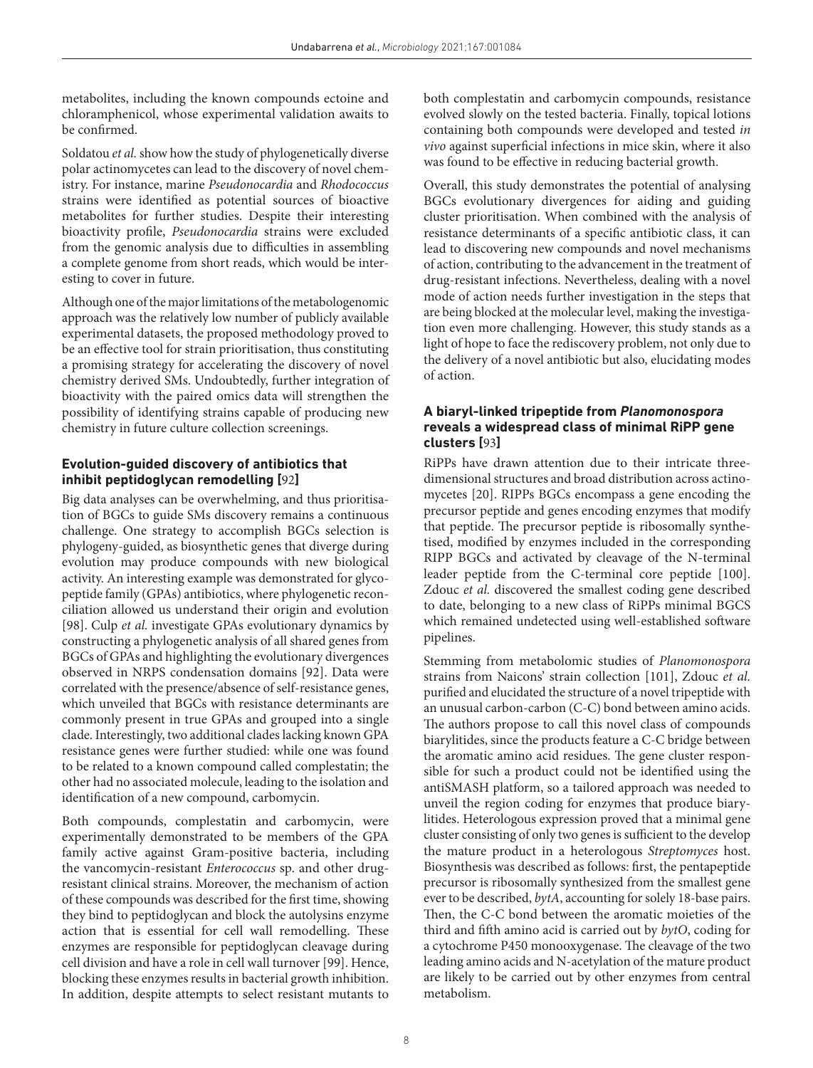metabolites, including the known compounds ectoine and chloramphenicol, whose experimental validation awaits to be confirmed.

Soldatou *et al.* show how the study of phylogenetically diverse polar actinomycetes can lead to the discovery of novel chemistry. For instance, marine *Pseudonocardia* and *Rhodococcus* strains were identified as potential sources of bioactive metabolites for further studies. Despite their interesting bioactivity profile, *Pseudonocardia* strains were excluded from the genomic analysis due to difficulties in assembling a complete genome from short reads, which would be interesting to cover in future.

Although one of the major limitations of the metabologenomic approach was the relatively low number of publicly available experimental datasets, the proposed methodology proved to be an effective tool for strain prioritisation, thus constituting a promising strategy for accelerating the discovery of novel chemistry derived SMs. Undoubtedly, further integration of bioactivity with the paired omics data will strengthen the possibility of identifying strains capable of producing new chemistry in future culture collection screenings.

### Evolution-guided discovery of antibiotics that inhibit peptidoglycan remodelling [92]

Big data analyses can be overwhelming, and thus prioritisation of BGCs to guide SMs discovery remains a continuous challenge. One strategy to accomplish BGCs selection is phylogeny-guided, as biosynthetic genes that diverge during evolution may produce compounds with new biological activity. An interesting example was demonstrated for glycopeptide family (GPAs) antibiotics, where phylogenetic reconciliation allowed us understand their origin and evolution [98]. Culp *et al.* investigate GPAs evolutionary dynamics by constructing a phylogenetic analysis of all shared genes from BGCs of GPAs and highlighting the evolutionary divergences observed in NRPS condensation domains [92]. Data were correlated with the presence/absence of self-resistance genes, which unveiled that BGCs with resistance determinants are commonly present in true GPAs and grouped into a single clade. Interestingly, two additional clades lacking known GPA resistance genes were further studied: while one was found to be related to a known compound called complestatin; the other had no associated molecule, leading to the isolation and identification of a new compound, carbomycin.

Both compounds, complestatin and carbomycin, were experimentally demonstrated to be members of the GPA family active against Gram-positive bacteria, including the vancomycin-resistant *Enterococcus* sp. and other drug-resistant clinical strains. Moreover, the mechanism of action of these compounds was described for the first time, showing they bind to peptidoglycan and block the autolysins enzyme action that is essential for cell wall remodelling. These enzymes are responsible for peptidoglycan cleavage during cell division and have a role in cell wall turnover [99]. Hence, blocking these enzymes results in bacterial growth inhibition. In addition, despite attempts to select resistant mutants to both complestatin and carbomycin compounds, resistance evolved slowly on the tested bacteria. Finally, topical lotions containing both compounds were developed and tested *in vivo* against superficial infections in mice skin, where it also was found to be effective in reducing bacterial growth.

Overall, this study demonstrates the potential of analysing BGCs evolutionary divergences for aiding and guiding cluster prioritisation. When combined with the analysis of resistance determinants of a specific antibiotic class, it can lead to discovering new compounds and novel mechanisms of action, contributing to the advancement in the treatment of drug-resistant infections. Nevertheless, dealing with a novel mode of action needs further investigation in the steps that are being blocked at the molecular level, making the investigation even more challenging. However, this study stands as a light of hope to face the rediscovery problem, not only due to the delivery of a novel antibiotic but also, elucidating modes of action.

### A biaryl-linked tripeptide from *Planomonospora* reveals a widespread class of minimal RiPP gene clusters [93]

RiPPs have drawn attention due to their intricate three-dimensional structures and broad distribution across actinomycetes [20]. RIPPs BGCs encompass a gene encoding the precursor peptide and genes encoding enzymes that modify that peptide. The precursor peptide is ribosomally synthetised, modified by enzymes included in the corresponding RIPP BGCs and activated by cleavage of the N-terminal leader peptide from the C-terminal core peptide [100]. Zdouc *et al.* discovered the smallest coding gene described to date, belonging to a new class of RiPPs minimal BGCS which remained undetected using well-established software pipelines.

Stemming from metabolomic studies of *Planomonospora* strains from Naicons' strain collection [101], Zdouc *et al.* purified and elucidated the structure of a novel tripeptide with an unusual carbon-carbon (C-C) bond between amino acids. The authors propose to call this novel class of compounds biarylitides, since the products feature a C-C bridge between the aromatic amino acid residues. The gene cluster responsible for such a product could not be identified using the antiSMASH platform, so a tailored approach was needed to unveil the region coding for enzymes that produce biarylitides. Heterologous expression proved that a minimal gene cluster consisting of only two genes is sufficient to the develop the mature product in a heterologous *Streptomyces* host. Biosynthesis was described as follows: first, the pentapeptide precursor is ribosomally synthesized from the smallest gene ever to be described, *bytA*, accounting for solely 18-base pairs. Then, the C-C bond between the aromatic moieties of the third and fifth amino acid is carried out by *bytO*, coding for a cytochrome P450 monooxygenase. The cleavage of the two leading amino acids and N-acetylation of the mature product are likely to be carried out by other enzymes from central metabolism.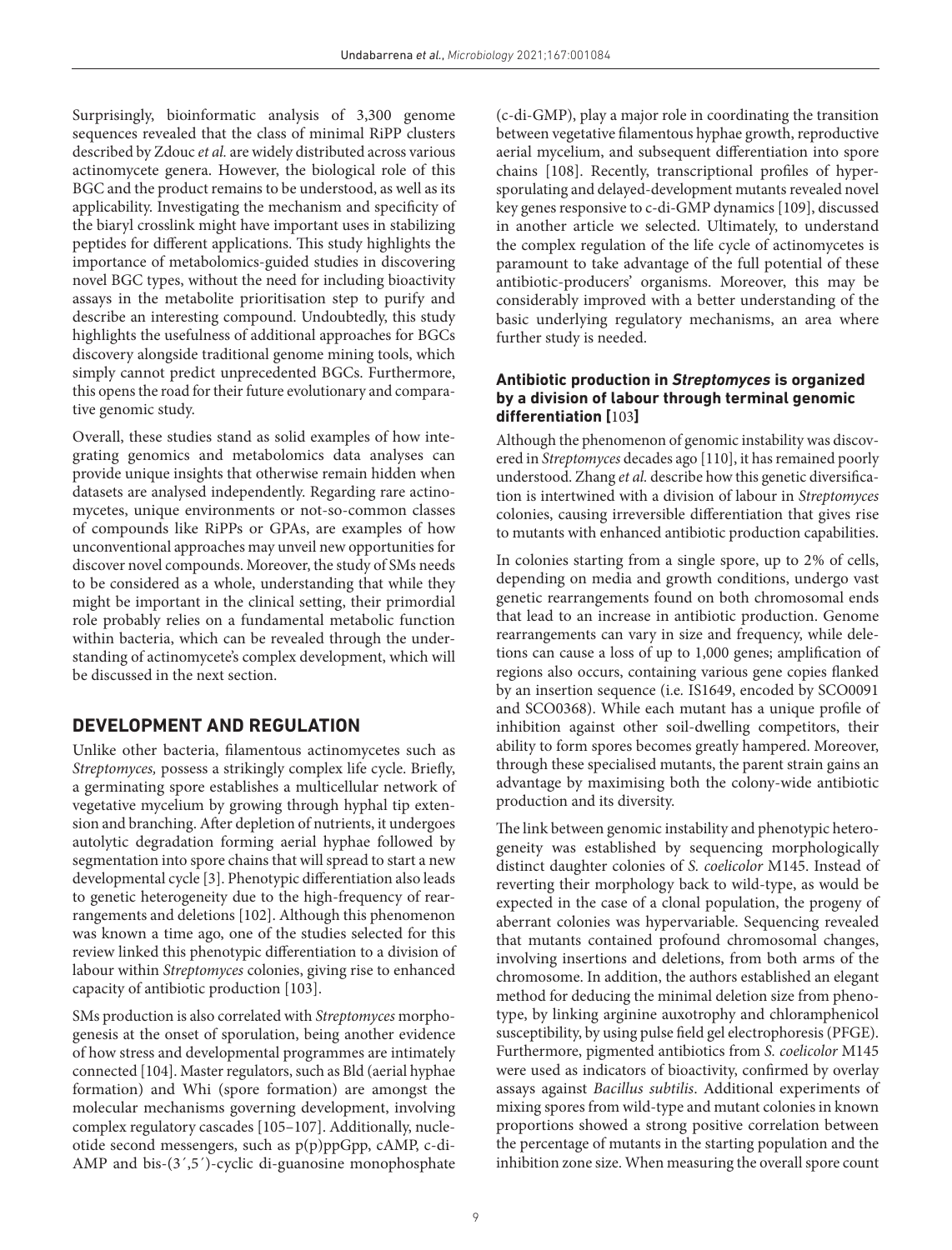Surprisingly, bioinformatic analysis of 3,300 genome sequences revealed that the class of minimal RiPP clusters described by Zdouc *et al.* are widely distributed across various actinomycete genera. However, the biological role of this BGC and the product remains to be understood, as well as its applicability. Investigating the mechanism and specificity of the biaryl crosslink might have important uses in stabilizing peptides for different applications. This study highlights the importance of metabolomics-guided studies in discovering novel BGC types, without the need for including bioactivity assays in the metabolite prioritisation step to purify and describe an interesting compound. Undoubtedly, this study highlights the usefulness of additional approaches for BGCs discovery alongside traditional genome mining tools, which simply cannot predict unprecedented BGCs. Furthermore, this opens the road for their future evolutionary and comparative genomic study.

Overall, these studies stand as solid examples of how integrating genomics and metabolomics data analyses can provide unique insights that otherwise remain hidden when datasets are analysed independently. Regarding rare actinomycetes, unique environments or not-so-common classes of compounds like RiPPs or GPAs, are examples of how unconventional approaches may unveil new opportunities for discover novel compounds. Moreover, the study of SMs needs to be considered as a whole, understanding that while they might be important in the clinical setting, their primordial role probably relies on a fundamental metabolic function within bacteria, which can be revealed through the understanding of actinomycete's complex development, which will be discussed in the next section.

## DEVELOPMENT AND REGULATION

Unlike other bacteria, filamentous actinomycetes such as *Streptomyces,* possess a strikingly complex life cycle. Briefly, a germinating spore establishes a multicellular network of vegetative mycelium by growing through hyphal tip extension and branching. After depletion of nutrients, it undergoes autolytic degradation forming aerial hyphae followed by segmentation into spore chains that will spread to start a new developmental cycle [3]. Phenotypic differentiation also leads to genetic heterogeneity due to the high-frequency of rearrangements and deletions [102]. Although this phenomenon was known a time ago, one of the studies selected for this review linked this phenotypic differentiation to a division of labour within *Streptomyces* colonies, giving rise to enhanced capacity of antibiotic production [103].

SMs production is also correlated with *Streptomyces* morphogenesis at the onset of sporulation, being another evidence of how stress and developmental programmes are intimately connected [104]. Master regulators, such as Bld (aerial hyphae formation) and Whi (spore formation) are amongst the molecular mechanisms governing development, involving complex regulatory cascades [105–107]. Additionally, nucleotide second messengers, such as p(p)ppGpp, cAMP, c-di-AMP and bis-(3´,5´)-cyclic di-guanosine monophosphate (c-di-GMP), play a major role in coordinating the transition between vegetative filamentous hyphae growth, reproductive aerial mycelium, and subsequent differentiation into spore chains [108]. Recently, transcriptional profiles of hypersporulating and delayed-development mutants revealed novel key genes responsive to c-di-GMP dynamics [109], discussed in another article we selected. Ultimately, to understand the complex regulation of the life cycle of actinomycetes is paramount to take advantage of the full potential of these antibiotic-producers' organisms. Moreover, this may be considerably improved with a better understanding of the basic underlying regulatory mechanisms, an area where further study is needed.

### Antibiotic production in *Streptomyces* is organized by a division of labour through terminal genomic differentiation [103]

Although the phenomenon of genomic instability was discovered in *Streptomyces* decades ago [110], it has remained poorly understood. Zhang *et al.* describe how this genetic diversification is intertwined with a division of labour in *Streptomyces* colonies, causing irreversible differentiation that gives rise to mutants with enhanced antibiotic production capabilities.

In colonies starting from a single spore, up to 2% of cells, depending on media and growth conditions, undergo vast genetic rearrangements found on both chromosomal ends that lead to an increase in antibiotic production. Genome rearrangements can vary in size and frequency, while deletions can cause a loss of up to 1,000 genes; amplification of regions also occurs, containing various gene copies flanked by an insertion sequence (i.e. IS1649, encoded by SCO0091 and SCO0368). While each mutant has a unique profile of inhibition against other soil-dwelling competitors, their ability to form spores becomes greatly hampered. Moreover, through these specialised mutants, the parent strain gains an advantage by maximising both the colony-wide antibiotic production and its diversity.

The link between genomic instability and phenotypic heterogeneity was established by sequencing morphologically distinct daughter colonies of *S. coelicolor* M145. Instead of reverting their morphology back to wild-type, as would be expected in the case of a clonal population, the progeny of aberrant colonies was hypervariable. Sequencing revealed that mutants contained profound chromosomal changes, involving insertions and deletions, from both arms of the chromosome. In addition, the authors established an elegant method for deducing the minimal deletion size from phenotype, by linking arginine auxotrophy and chloramphenicol susceptibility, by using pulse field gel electrophoresis (PFGE). Furthermore, pigmented antibiotics from *S. coelicolor* M145 were used as indicators of bioactivity, confirmed by overlay assays against *Bacillus subtilis*. Additional experiments of mixing spores from wild-type and mutant colonies in known proportions showed a strong positive correlation between the percentage of mutants in the starting population and the inhibition zone size. When measuring the overall spore count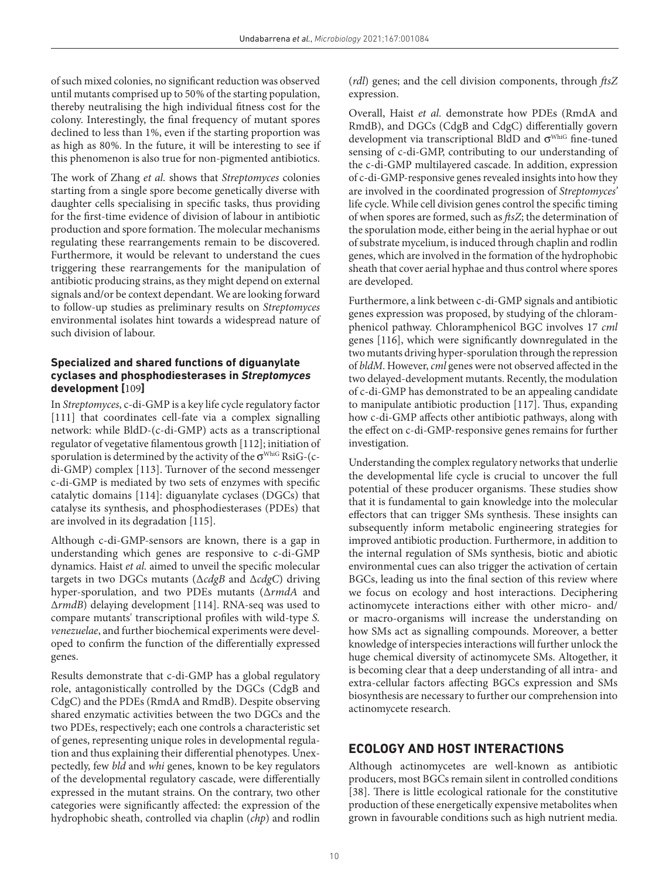of such mixed colonies, no significant reduction was observed until mutants comprised up to 50% of the starting population, thereby neutralising the high individual fitness cost for the colony. Interestingly, the final frequency of mutant spores declined to less than 1%, even if the starting proportion was as high as 80%. In the future, it will be interesting to see if this phenomenon is also true for non-pigmented antibiotics.

The work of Zhang *et al.* shows that *Streptomyces* colonies starting from a single spore become genetically diverse with daughter cells specialising in specific tasks, thus providing for the first-time evidence of division of labour in antibiotic production and spore formation. The molecular mechanisms regulating these rearrangements remain to be discovered. Furthermore, it would be relevant to understand the cues triggering these rearrangements for the manipulation of antibiotic producing strains, as they might depend on external signals and/or be context dependant. We are looking forward to follow-up studies as preliminary results on *Streptomyces* environmental isolates hint towards a widespread nature of such division of labour.

### Specialized and shared functions of diguanylate cyclases and phosphodiesterases in *Streptomyces* development [109]

In *Streptomyces*, c-di-GMP is a key life cycle regulatory factor [111] that coordinates cell-fate via a complex signalling network: while BldD-(c-di-GMP) acts as a transcriptional regulator of vegetative filamentous growth [112]; initiation of sporulation is determined by the activity of the $\sigma^{WhiG}$ RsiG-(c-di-GMP) complex [113]. Turnover of the second messenger c-di-GMP is mediated by two sets of enzymes with specific catalytic domains [114]: diguanylate cyclases (DGCs) that catalyse its synthesis, and phosphodiesterases (PDEs) that are involved in its degradation [115].

Although c-di-GMP-sensors are known, there is a gap in understanding which genes are responsive to c-di-GMP dynamics. Haist *et al.* aimed to unveil the specific molecular targets in two DGCs mutants (Δ*cdgB* and Δ*cdgC*) driving hyper-sporulation, and two PDEs mutants (Δ*rmdA* and Δ*rmdB*) delaying development [114]. RNA-seq was used to compare mutants' transcriptional profiles with wild-type *S. venezuelae*, and further biochemical experiments were developed to confirm the function of the differentially expressed genes.

Results demonstrate that c-di-GMP has a global regulatory role, antagonistically controlled by the DGCs (CdgB and CdgC) and the PDEs (RmdA and RmdB). Despite observing shared enzymatic activities between the two DGCs and the two PDEs, respectively; each one controls a characteristic set of genes, representing unique roles in developmental regulation and thus explaining their differential phenotypes. Unexpectedly, few *bld* and *whi* genes, known to be key regulators of the developmental regulatory cascade, were differentially expressed in the mutant strains. On the contrary, two other categories were significantly affected: the expression of the hydrophobic sheath, controlled via chaplin (*chp*) and rodlin (*rdl*) genes; and the cell division components, through *ftsZ* expression.

Overall, Haist *et al.* demonstrate how PDEs (RmdA and RmdB), and DGCs (CdgB and CdgC) differentially govern development via transcriptional BldD and $\sigma^{WhiG}$ fine-tuned sensing of c-di-GMP, contributing to our understanding of the c-di-GMP multilayered cascade. In addition, expression of c-di-GMP-responsive genes revealed insights into how they are involved in the coordinated progression of *Streptomyces'* life cycle. While cell division genes control the specific timing of when spores are formed, such as *ftsZ*; the determination of the sporulation mode, either being in the aerial hyphae or out of substrate mycelium, is induced through chaplin and rodlin genes, which are involved in the formation of the hydrophobic sheath that cover aerial hyphae and thus control where spores are developed.

Furthermore, a link between c-di-GMP signals and antibiotic genes expression was proposed, by studying of the chloramphenicol pathway. Chloramphenicol BGC involves 17 *cml* genes [116], which were significantly downregulated in the two mutants driving hyper-sporulation through the repression of *bldM*. However, *cml* genes were not observed affected in the two delayed-development mutants. Recently, the modulation of c-di-GMP has demonstrated to be an appealing candidate to manipulate antibiotic production [117]. Thus, expanding how c-di-GMP affects other antibiotic pathways, along with the effect on c-di-GMP-responsive genes remains for further investigation.

Understanding the complex regulatory networks that underlie the developmental life cycle is crucial to uncover the full potential of these producer organisms. These studies show that it is fundamental to gain knowledge into the molecular effectors that can trigger SMs synthesis. These insights can subsequently inform metabolic engineering strategies for improved antibiotic production. Furthermore, in addition to the internal regulation of SMs synthesis, biotic and abiotic environmental cues can also trigger the activation of certain BGCs, leading us into the final section of this review where we focus on ecology and host interactions. Deciphering actinomycete interactions either with other micro- and/or macro-organisms will increase the understanding on how SMs act as signalling compounds. Moreover, a better knowledge of interspecies interactions will further unlock the huge chemical diversity of actinomycete SMs. Altogether, it is becoming clear that a deep understanding of all intra- and extra-cellular factors affecting BGCs expression and SMs biosynthesis are necessary to further our comprehension into actinomycete research.

## ECOLOGY AND HOST INTERACTIONS

Although actinomycetes are well-known as antibiotic producers, most BGCs remain silent in controlled conditions [38]. There is little ecological rationale for the constitutive production of these energetically expensive metabolites when grown in favourable conditions such as high nutrient media.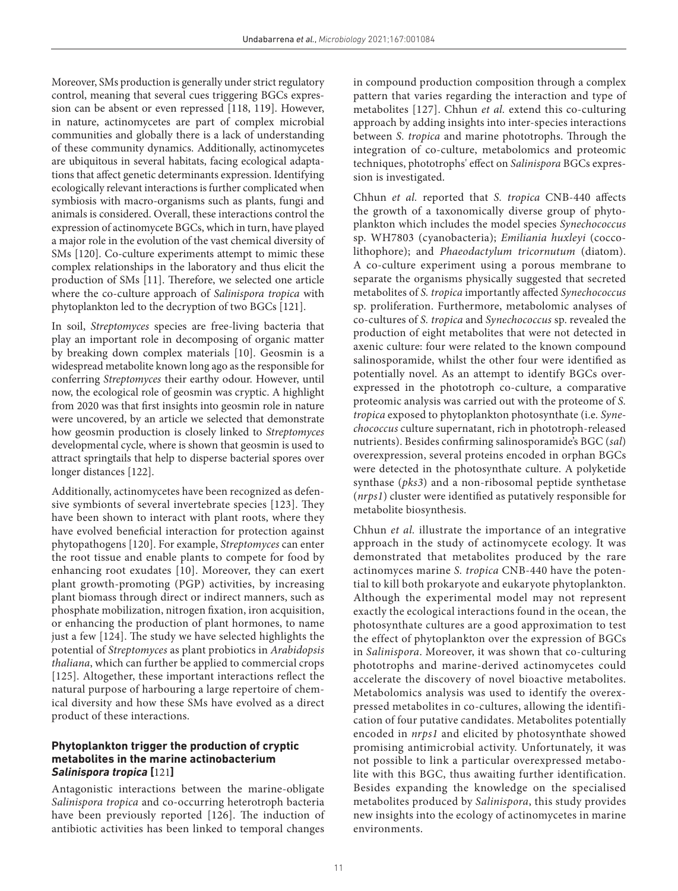Moreover, SMs production is generally under strict regulatory control, meaning that several cues triggering BGCs expression can be absent or even repressed [118, 119]. However, in nature, actinomycetes are part of complex microbial communities and globally there is a lack of understanding of these community dynamics. Additionally, actinomycetes are ubiquitous in several habitats, facing ecological adaptations that affect genetic determinants expression. Identifying ecologically relevant interactions is further complicated when symbiosis with macro-organisms such as plants, fungi and animals is considered. Overall, these interactions control the expression of actinomycete BGCs, which in turn, have played a major role in the evolution of the vast chemical diversity of SMs [120]. Co-culture experiments attempt to mimic these complex relationships in the laboratory and thus elicit the production of SMs [11]. Therefore, we selected one article where the co-culture approach of *Salinispora tropica* with phytoplankton led to the decryption of two BGCs [121].

In soil, *Streptomyces* species are free-living bacteria that play an important role in decomposing of organic matter by breaking down complex materials [10]. Geosmin is a widespread metabolite known long ago as the responsible for conferring *Streptomyces* their earthy odour. However, until now, the ecological role of geosmin was cryptic. A highlight from 2020 was that first insights into geosmin role in nature were uncovered, by an article we selected that demonstrate how geosmin production is closely linked to *Streptomyces* developmental cycle, where is shown that geosmin is used to attract springtails that help to disperse bacterial spores over longer distances [122].

Additionally, actinomycetes have been recognized as defensive symbionts of several invertebrate species [123]. They have been shown to interact with plant roots, where they have evolved beneficial interaction for protection against phytopathogens [120]. For example, *Streptomyces* can enter the root tissue and enable plants to compete for food by enhancing root exudates [10]. Moreover, they can exert plant growth-promoting (PGP) activities, by increasing plant biomass through direct or indirect manners, such as phosphate mobilization, nitrogen fixation, iron acquisition, or enhancing the production of plant hormones, to name just a few [124]. The study we have selected highlights the potential of *Streptomyces* as plant probiotics in *Arabidopsis thaliana*, which can further be applied to commercial crops [125]. Altogether, these important interactions reflect the natural purpose of harbouring a large repertoire of chemical diversity and how these SMs have evolved as a direct product of these interactions.

### Phytoplankton trigger the production of cryptic metabolites in the marine actinobacterium *Salinispora tropica* [121]

Antagonistic interactions between the marine-obligate *Salinispora tropica* and co-occurring heterotroph bacteria have been previously reported [126]. The induction of antibiotic activities has been linked to temporal changes in compound production composition through a complex pattern that varies regarding the interaction and type of metabolites [127]. Chhun *et al.* extend this co-culturing approach by adding insights into inter-species interactions between *S. tropica* and marine phototrophs. Through the integration of co-culture, metabolomics and proteomic techniques, phototrophs' effect on *Salinispora* BGCs expression is investigated.

Chhun *et al.* reported that *S. tropica* CNB-440 affects the growth of a taxonomically diverse group of phytoplankton which includes the model species *Synechococcus* sp. WH7803 (cyanobacteria); *Emiliania huxleyi* (coccolithophore); and *Phaeodactylum tricornutum* (diatom). A co-culture experiment using a porous membrane to separate the organisms physically suggested that secreted metabolites of *S. tropica* importantly affected *Synechococcus* sp. proliferation. Furthermore, metabolomic analyses of co-cultures of *S. tropica* and *Synechococcus* sp. revealed the production of eight metabolites that were not detected in axenic culture: four were related to the known compound salinosporamide, whilst the other four were identified as potentially novel. As an attempt to identify BGCs overexpressed in the phototroph co-culture, a comparative proteomic analysis was carried out with the proteome of *S. tropica* exposed to phytoplankton photosynthate (i.e. *Synechococcus* culture supernatant, rich in phototroph-released nutrients). Besides confirming salinosporamide's BGC (*sal*) overexpression, several proteins encoded in orphan BGCs were detected in the photosynthate culture. A polyketide synthase (*pks3*) and a non-ribosomal peptide synthetase (*nrps1*) cluster were identified as putatively responsible for metabolite biosynthesis.

Chhun *et al.* illustrate the importance of an integrative approach in the study of actinomycete ecology. It was demonstrated that metabolites produced by the rare actinomyces marine *S. tropica* CNB-440 have the potential to kill both prokaryote and eukaryote phytoplankton. Although the experimental model may not represent exactly the ecological interactions found in the ocean, the photosynthate cultures are a good approximation to test the effect of phytoplankton over the expression of BGCs in *Salinispora*. Moreover, it was shown that co-culturing phototrophs and marine-derived actinomycetes could accelerate the discovery of novel bioactive metabolites. Metabolomics analysis was used to identify the overexpressed metabolites in co-cultures, allowing the identification of four putative candidates. Metabolites potentially encoded in *nrps1* and elicited by photosynthate showed promising antimicrobial activity. Unfortunately, it was not possible to link a particular overexpressed metabolite with this BGC, thus awaiting further identification. Besides expanding the knowledge on the specialised metabolites produced by *Salinispora*, this study provides new insights into the ecology of actinomycetes in marine environments.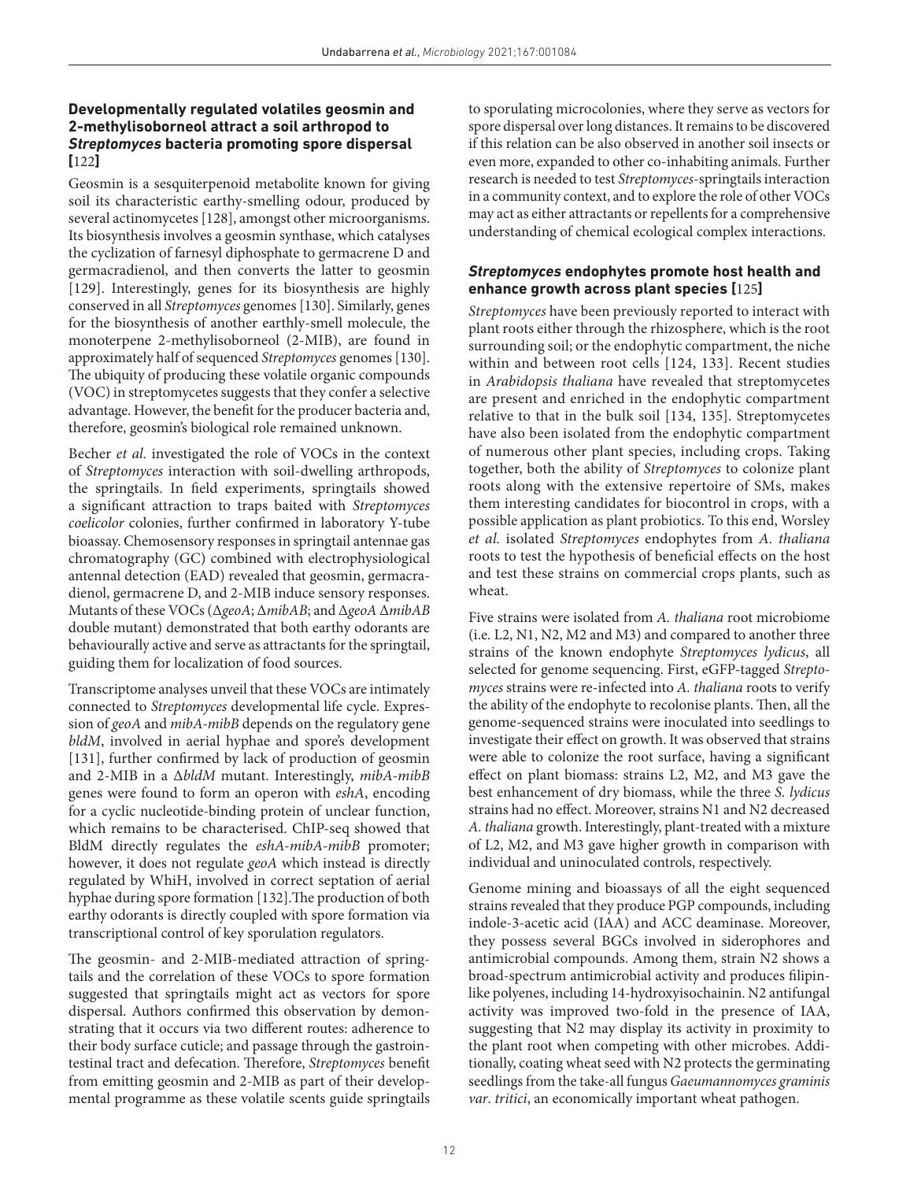### **Developmentally regulated volatiles geosmin and 2-methylisoborneol attract a soil arthropod to *Streptomyces* bacteria promoting spore dispersal [122]**

Geosmin is a sesquiterpenoid metabolite known for giving soil its characteristic earthy-smelling odour, produced by several actinomycetes [128], amongst other microorganisms. Its biosynthesis involves a geosmin synthase, which catalyses the cyclization of farnesyl diphosphate to germacrene D and germacradienol, and then converts the latter to geosmin [129]. Interestingly, genes for its biosynthesis are highly conserved in all *Streptomyces* genomes [130]. Similarly, genes for the biosynthesis of another earthly-smell molecule, the monoterpene 2-methylisoborneol (2-MIB), are found in approximately half of sequenced *Streptomyces* genomes [130]. The ubiquity of producing these volatile organic compounds (VOC) in streptomycetes suggests that they confer a selective advantage. However, the benefit for the producer bacteria and, therefore, geosmin's biological role remained unknown.

Becher *et al.* investigated the role of VOCs in the context of *Streptomyces* interaction with soil-dwelling arthropods, the springtails. In field experiments, springtails showed a significant attraction to traps baited with *Streptomyces coelicolor* colonies, further confirmed in laboratory Y-tube bioassay. Chemosensory responses in springtail antennae gas chromatography (GC) combined with electrophysiological antennal detection (EAD) revealed that geosmin, germacradienol, germacrene D, and 2-MIB induce sensory responses. Mutants of these VOCs (Δ*geoA*; Δ*mibAB*; and Δ*geoA* Δ*mibAB* double mutant) demonstrated that both earthy odorants are behaviourally active and serve as attractants for the springtail, guiding them for localization of food sources.

Transcriptome analyses unveil that these VOCs are intimately connected to *Streptomyces* developmental life cycle. Expression of *geoA* and *mibA-mibB* depends on the regulatory gene *bldM*, involved in aerial hyphae and spore's development [131], further confirmed by lack of production of geosmin and 2-MIB in a Δ*bldM* mutant. Interestingly, *mibA-mibB* genes were found to form an operon with *eshA*, encoding for a cyclic nucleotide-binding protein of unclear function, which remains to be characterised. ChIP-seq showed that BldM directly regulates the *eshA-mibA-mibB* promoter; however, it does not regulate *geoA* which instead is directly regulated by WhiH, involved in correct septation of aerial hyphae during spore formation [132].The production of both earthy odorants is directly coupled with spore formation via transcriptional control of key sporulation regulators.

The geosmin- and 2-MIB-mediated attraction of springtails and the correlation of these VOCs to spore formation suggested that springtails might act as vectors for spore dispersal. Authors confirmed this observation by demonstrating that it occurs via two different routes: adherence to their body surface cuticle; and passage through the gastrointestinal tract and defecation. Therefore, *Streptomyces* benefit from emitting geosmin and 2-MIB as part of their developmental programme as these volatile scents guide springtails to sporulating microcolonies, where they serve as vectors for spore dispersal over long distances. It remains to be discovered if this relation can be also observed in another soil insects or even more, expanded to other co-inhabiting animals. Further research is needed to test *Streptomyces*-springtails interaction in a community context, and to explore the role of other VOCs may act as either attractants or repellents for a comprehensive understanding of chemical ecological complex interactions.

### ***Streptomyces* endophytes promote host health and enhance growth across plant species [125]**

*Streptomyces* have been previously reported to interact with plant roots either through the rhizosphere, which is the root surrounding soil; or the endophytic compartment, the niche within and between root cells [124, 133]. Recent studies in *Arabidopsis thaliana* have revealed that streptomycetes are present and enriched in the endophytic compartment relative to that in the bulk soil [134, 135]. Streptomycetes have also been isolated from the endophytic compartment of numerous other plant species, including crops. Taking together, both the ability of *Streptomyces* to colonize plant roots along with the extensive repertoire of SMs, makes them interesting candidates for biocontrol in crops, with a possible application as plant probiotics. To this end, Worsley *et al.* isolated *Streptomyces* endophytes from *A. thaliana* roots to test the hypothesis of beneficial effects on the host and test these strains on commercial crops plants, such as wheat.

Five strains were isolated from *A. thaliana* root microbiome (i.e. L2, N1, N2, M2 and M3) and compared to another three strains of the known endophyte *Streptomyces lydicus*, all selected for genome sequencing. First, eGFP-tagged *Streptomyces* strains were re-infected into *A. thaliana* roots to verify the ability of the endophyte to recolonise plants. Then, all the genome-sequenced strains were inoculated into seedlings to investigate their effect on growth. It was observed that strains were able to colonize the root surface, having a significant effect on plant biomass: strains L2, M2, and M3 gave the best enhancement of dry biomass, while the three *S. lydicus* strains had no effect. Moreover, strains N1 and N2 decreased *A. thaliana* growth. Interestingly, plant-treated with a mixture of L2, M2, and M3 gave higher growth in comparison with individual and uninoculated controls, respectively.

Genome mining and bioassays of all the eight sequenced strains revealed that they produce PGP compounds, including indole-3-acetic acid (IAA) and ACC deaminase. Moreover, they possess several BGCs involved in siderophores and antimicrobial compounds. Among them, strain N2 shows a broad-spectrum antimicrobial activity and produces filipin-like polyenes, including 14-hydroxyisochainin. N2 antifungal activity was improved two-fold in the presence of IAA, suggesting that N2 may display its activity in proximity to the plant root when competing with other microbes. Additionally, coating wheat seed with N2 protects the germinating seedlings from the take-all fungus *Gaeumannomyces graminis var. tritici*, an economically important wheat pathogen.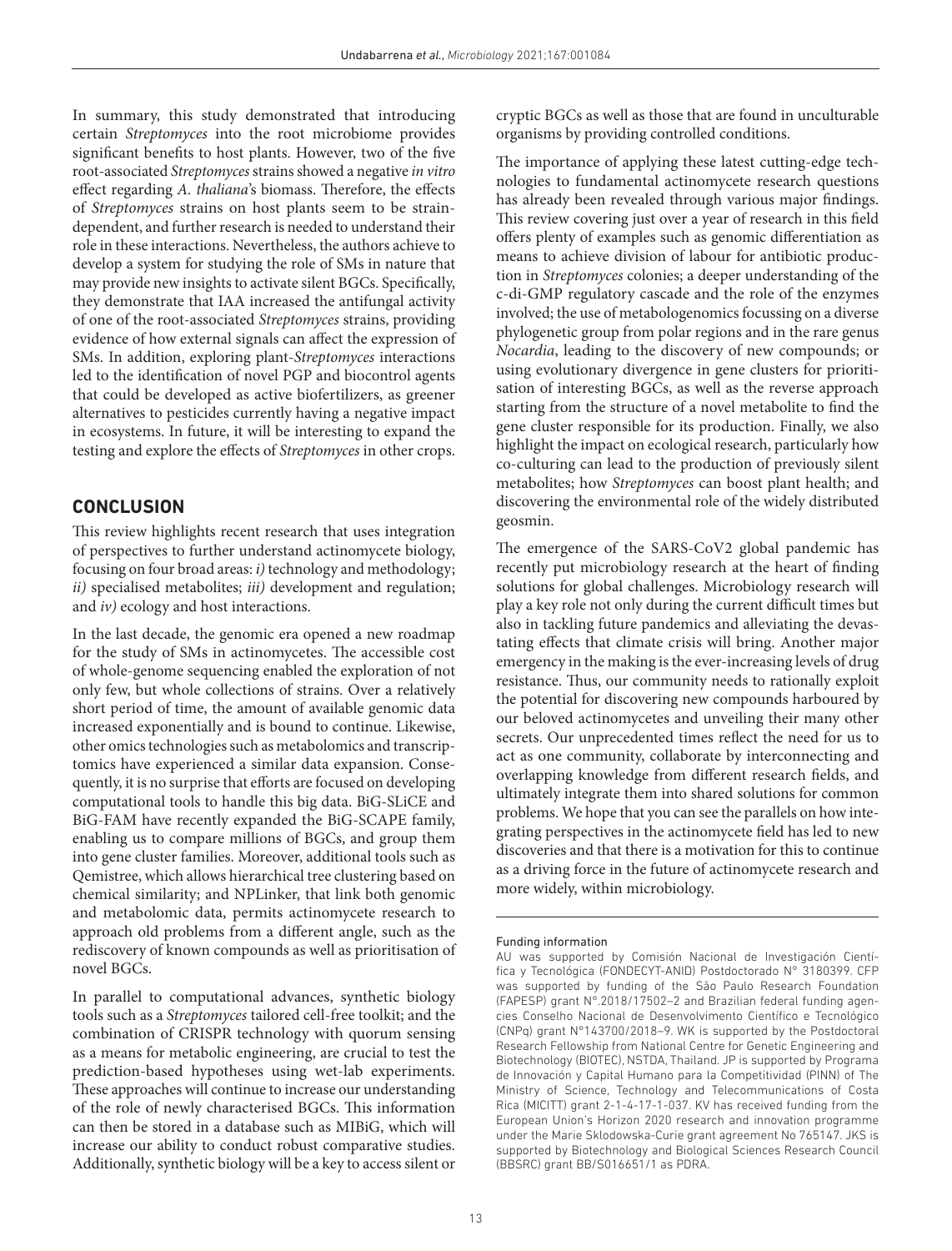In summary, this study demonstrated that introducing certain *Streptomyces* into the root microbiome provides significant benefits to host plants. However, two of the five root-associated *Streptomyces* strains showed a negative *in vitro* effect regarding *A. thaliana*'s biomass. Therefore, the effects of *Streptomyces* strains on host plants seem to be strain-dependent, and further research is needed to understand their role in these interactions. Nevertheless, the authors achieve to develop a system for studying the role of SMs in nature that may provide new insights to activate silent BGCs. Specifically, they demonstrate that IAA increased the antifungal activity of one of the root-associated *Streptomyces* strains, providing evidence of how external signals can affect the expression of SMs. In addition, exploring plant-*Streptomyces* interactions led to the identification of novel PGP and biocontrol agents that could be developed as active biofertilizers, as greener alternatives to pesticides currently having a negative impact in ecosystems. In future, it will be interesting to expand the testing and explore the effects of *Streptomyces* in other crops.

## CONCLUSION

This review highlights recent research that uses integration of perspectives to further understand actinomycete biology, focusing on four broad areas: *i)* technology and methodology; *ii)* specialised metabolites; *iii)* development and regulation; and *iv)* ecology and host interactions.

In the last decade, the genomic era opened a new roadmap for the study of SMs in actinomycetes. The accessible cost of whole-genome sequencing enabled the exploration of not only few, but whole collections of strains. Over a relatively short period of time, the amount of available genomic data increased exponentially and is bound to continue. Likewise, other omics technologies such as metabolomics and transcriptomics have experienced a similar data expansion. Consequently, it is no surprise that efforts are focused on developing computational tools to handle this big data. BiG-SLiCE and BiG-FAM have recently expanded the BiG-SCAPE family, enabling us to compare millions of BGCs, and group them into gene cluster families. Moreover, additional tools such as Qemistree, which allows hierarchical tree clustering based on chemical similarity; and NPLinker, that link both genomic and metabolomic data, permits actinomycete research to approach old problems from a different angle, such as the rediscovery of known compounds as well as prioritisation of novel BGCs.

In parallel to computational advances, synthetic biology tools such as a *Streptomyces* tailored cell-free toolkit; and the combination of CRISPR technology with quorum sensing as a means for metabolic engineering, are crucial to test the prediction-based hypotheses using wet-lab experiments. These approaches will continue to increase our understanding of the role of newly characterised BGCs. This information can then be stored in a database such as MIBiG, which will increase our ability to conduct robust comparative studies. Additionally, synthetic biology will be a key to access silent or cryptic BGCs as well as those that are found in unculturable organisms by providing controlled conditions.

The importance of applying these latest cutting-edge technologies to fundamental actinomycete research questions has already been revealed through various major findings. This review covering just over a year of research in this field offers plenty of examples such as genomic differentiation as means to achieve division of labour for antibiotic production in *Streptomyces* colonies; a deeper understanding of the c-di-GMP regulatory cascade and the role of the enzymes involved; the use of metabologenomics focussing on a diverse phylogenetic group from polar regions and in the rare genus *Nocardia*, leading to the discovery of new compounds; or using evolutionary divergence in gene clusters for prioritisation of interesting BGCs, as well as the reverse approach starting from the structure of a novel metabolite to find the gene cluster responsible for its production. Finally, we also highlight the impact on ecological research, particularly how co-culturing can lead to the production of previously silent metabolites; how *Streptomyces* can boost plant health; and discovering the environmental role of the widely distributed geosmin.

The emergence of the SARS-CoV2 global pandemic has recently put microbiology research at the heart of finding solutions for global challenges. Microbiology research will play a key role not only during the current difficult times but also in tackling future pandemics and alleviating the devastating effects that climate crisis will bring. Another major emergency in the making is the ever-increasing levels of drug resistance. Thus, our community needs to rationally exploit the potential for discovering new compounds harboured by our beloved actinomycetes and unveiling their many other secrets. Our unprecedented times reflect the need for us to act as one community, collaborate by interconnecting and overlapping knowledge from different research fields, and ultimately integrate them into shared solutions for common problems. We hope that you can see the parallels on how integrating perspectives in the actinomycete field has led to new discoveries and that there is a motivation for this to continue as a driving force in the future of actinomycete research and more widely, within microbiology.

#### Funding information

AU was supported by Comisión Nacional de Investigación Científica y Tecnológica (FONDECYT-ANID) Postdoctorado N° 3180399. CFP was supported by funding of the São Paulo Research Foundation (FAPESP) grant N°.2018/17502–2 and Brazilian federal funding agencies Conselho Nacional de Desenvolvimento Científico e Tecnológico (CNPq) grant N°143700/2018–9. WK is supported by the Postdoctoral Research Fellowship from National Centre for Genetic Engineering and Biotechnology (BIOTEC), NSTDA, Thailand. JP is supported by Programa de Innovación y Capital Humano para la Competitividad (PINN) of The Ministry of Science, Technology and Telecommunications of Costa Rica (MICITT) grant 2-1-4-17-1-037. KV has received funding from the European Union's Horizon 2020 research and innovation programme under the Marie Sklodowska-Curie grant agreement No 765147. JKS is supported by Biotechnology and Biological Sciences Research Council (BBSRC) grant BB/S016651/1 as PDRA.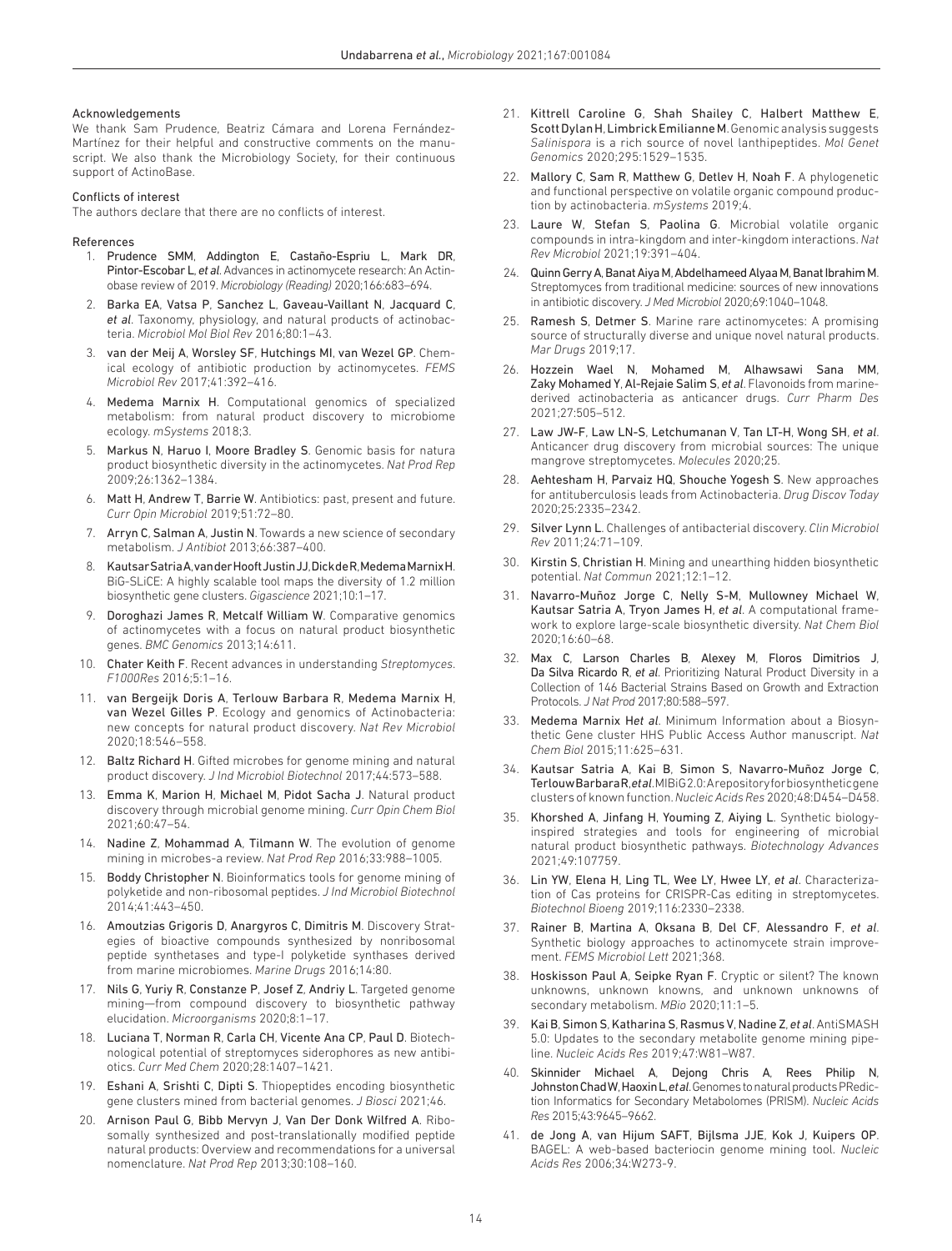### Acknowledgements

We thank Sam Prudence, Beatriz Cámara and Lorena Fernández-Martínez for their helpful and constructive comments on the manuscript. We also thank the Microbiology Society, for their continuous support of ActinoBase.

### Conflicts of interest

The authors declare that there are no conflicts of interest.

### References

1. Prudence SMM, Addington E, Castaño-Espriu L, Mark DR, Pintor-Escobar L, *et al*. Advances in actinomycete research: An Actinobase review of 2019. *Microbiology (Reading)* 2020;166:683–694.
2. Barka EA, Vatsa P, Sanchez L, Gaveau-Vaillant N, Jacquard C, *et al*. Taxonomy, physiology, and natural products of actinobacteria. *Microbiol Mol Biol Rev* 2016;80:1–43.
3. van der Meij A, Worsley SF, Hutchings MI, van Wezel GP. Chemical ecology of antibiotic production by actinomycetes. *FEMS Microbiol Rev* 2017;41:392–416.
4. Medema Marnix H. Computational genomics of specialized metabolism: from natural product discovery to microbiome ecology. *mSystems* 2018;3.
5. Markus N, Haruo I, Moore Bradley S. Genomic basis for natura product biosynthetic diversity in the actinomycetes. *Nat Prod Rep* 2009;26:1362–1384.
6. Matt H, Andrew T, Barrie W. Antibiotics: past, present and future. *Curr Opin Microbiol* 2019;51:72–80.
7. Arryn C, Salman A, Justin N. Towards a new science of secondary metabolism. *J Antibiot* 2013;66:387–400.
8. Kautsar Satria A, van der Hooft Justin JJ, Dick de R, Medema Marnix H. BiG-SLiCE: A highly scalable tool maps the diversity of 1.2 million biosynthetic gene clusters. *Gigascience* 2021;10:1–17.
9. Doroghazi James R, Metcalf William W. Comparative genomics of actinomycetes with a focus on natural product biosynthetic genes. *BMC Genomics* 2013;14:611.
10. Chater Keith F. Recent advances in understanding *Streptomyces*. *F1000Res* 2016;5:1–16.
11. van Bergeijk Doris A, Terlouw Barbara R, Medema Marnix H, van Wezel Gilles P. Ecology and genomics of Actinobacteria: new concepts for natural product discovery. *Nat Rev Microbiol* 2020;18:546–558.
12. Baltz Richard H. Gifted microbes for genome mining and natural product discovery. *J Ind Microbiol Biotechnol* 2017;44:573–588.
13. Emma K, Marion H, Michael M, Pidot Sacha J. Natural product discovery through microbial genome mining. *Curr Opin Chem Biol* 2021;60:47–54.
14. Nadine Z, Mohammad A, Tilmann W. The evolution of genome mining in microbes-a review. *Nat Prod Rep* 2016;33:988–1005.
15. Boddy Christopher N. Bioinformatics tools for genome mining of polyketide and non-ribosomal peptides. *J Ind Microbiol Biotechnol* 2014;41:443–450.
16. Amoutzias Grigoris D, Anargyros C, Dimitris M. Discovery Strategies of bioactive compounds synthesized by nonribosomal peptide synthetases and type-I polyketide synthases derived from marine microbiomes. *Marine Drugs* 2016;14:80.
17. Nils G, Yuriy R, Constanze P, Josef Z, Andriy L. Targeted genome mining—from compound discovery to biosynthetic pathway elucidation. *Microorganisms* 2020;8:1–17.
18. Luciana T, Norman R, Carla CH, Vicente Ana CP, Paul D. Biotechnological potential of streptomyces siderophores as new antibiotics. *Curr Med Chem* 2020;28:1407–1421.
19. Eshani A, Srishti C, Dipti S. Thiopeptides encoding biosynthetic gene clusters mined from bacterial genomes. *J Biosci* 2021;46.
20. Arnison Paul G, Bibb Mervyn J, Van Der Donk Wilfred A. Ribosomally synthesized and post-translationally modified peptide natural products: Overview and recommendations for a universal nomenclature. *Nat Prod Rep* 2013;30:108–160.
21. Kittrell Caroline G, Shah Shailey C, Halbert Matthew E, Scott Dylan H, Limbrick Emilianne M. Genomic analysis suggests *Salinispora* is a rich source of novel lanthipeptides. *Mol Genet Genomics* 2020;295:1529–1535.
22. Mallory C, Sam R, Matthew G, Detlev H, Noah F. A phylogenetic and functional perspective on volatile organic compound production by actinobacteria. *mSystems* 2019;4.
23. Laure W, Stefan S, Paolina G. Microbial volatile organic compounds in intra-kingdom and inter-kingdom interactions. *Nat Rev Microbiol* 2021;19:391–404.
24. Quinn Gerry A, Banat Aiya M, Abdelhameed Alyaa M, Banat Ibrahim M. Streptomyces from traditional medicine: sources of new innovations in antibiotic discovery. *J Med Microbiol* 2020;69:1040–1048.
25. Ramesh S, Detmer S. Marine rare actinomycetes: A promising source of structurally diverse and unique novel natural products. *Mar Drugs* 2019;17.
26. Hozzein Wael N, Mohamed M, Alhawsawi Sana MM, Zaky Mohamed Y, Al-Rejaie Salim S, *et al*. Flavonoids from marine-derived actinobacteria as anticancer drugs. *Curr Pharm Des* 2021;27:505–512.
27. Law JW-F, Law LN-S, Letchumanan V, Tan LT-H, Wong SH, *et al*. Anticancer drug discovery from microbial sources: The unique mangrove streptomycetes. *Molecules* 2020;25.
28. Aehtesham H, Parvaiz HQ, Shouche Yogesh S. New approaches for antituberculosis leads from Actinobacteria. *Drug Discov Today* 2020;25:2335–2342.
29. Silver Lynn L. Challenges of antibacterial discovery. *Clin Microbiol Rev* 2011;24:71–109.
30. Kirstin S, Christian H. Mining and unearthing hidden biosynthetic potential. *Nat Commun* 2021;12:1–12.
31. Navarro-Muñoz Jorge C, Nelly S-M, Mullowney Michael W, Kautsar Satria A, Tryon James H, *et al*. A computational framework to explore large-scale biosynthetic diversity. *Nat Chem Biol* 2020;16:60–68.
32. Max C, Larson Charles B, Alexey M, Floros Dimitrios J, Da Silva Ricardo R, *et al*. Prioritizing Natural Product Diversity in a Collection of 146 Bacterial Strains Based on Growth and Extraction Protocols. *J Nat Prod* 2017;80:588–597.
33. Medema Marnix H*et al*. Minimum Information about a Biosynthetic Gene cluster HHS Public Access Author manuscript. *Nat Chem Biol* 2015;11:625–631.
34. Kautsar Satria A, Kai B, Simon S, Navarro-Muñoz Jorge C, Terlouw Barbara R, *et al*. MIBiG 2.0: A repository for biosynthetic gene clusters of known function. *Nucleic Acids Res* 2020;48:D454–D458.
35. Khorshed A, Jinfang H, Youming Z, Aiying L. Synthetic biology-inspired strategies and tools for engineering of microbial natural product biosynthetic pathways. *Biotechnology Advances* 2021;49:107759.
36. Lin YW, Elena H, Ling TL, Wee LY, Hwee LY, *et al*. Characterization of Cas proteins for CRISPR-Cas editing in streptomycetes. *Biotechnol Bioeng* 2019;116:2330–2338.
37. Rainer B, Martina A, Oksana B, Del CF, Alessandro F, *et al*. Synthetic biology approaches to actinomycete strain improvement. *FEMS Microbiol Lett* 2021;368.
38. Hoskisson Paul A, Seipke Ryan F. Cryptic or silent? The known unknowns, unknown knowns, and unknown unknowns of secondary metabolism. *MBio* 2020;11:1–5.
39. Kai B, Simon S, Katharina S, Rasmus V, Nadine Z, *et al*. AntiSMASH 5.0: Updates to the secondary metabolite genome mining pipeline. *Nucleic Acids Res* 2019;47:W81–W87.
40. Skinnider Michael A, Dejong Chris A, Rees Philip N, Johnston Chad W, Haoxin L, *et al*. Genomes to natural products PRediction Informatics for Secondary Metabolomes (PRISM). *Nucleic Acids Res* 2015;43:9645–9662.
41. de Jong A, van Hijum SAFT, Bijlsma JJE, Kok J, Kuipers OP. BAGEL: A web-based bacteriocin genome mining tool. *Nucleic Acids Res* 2006;34:W273-9.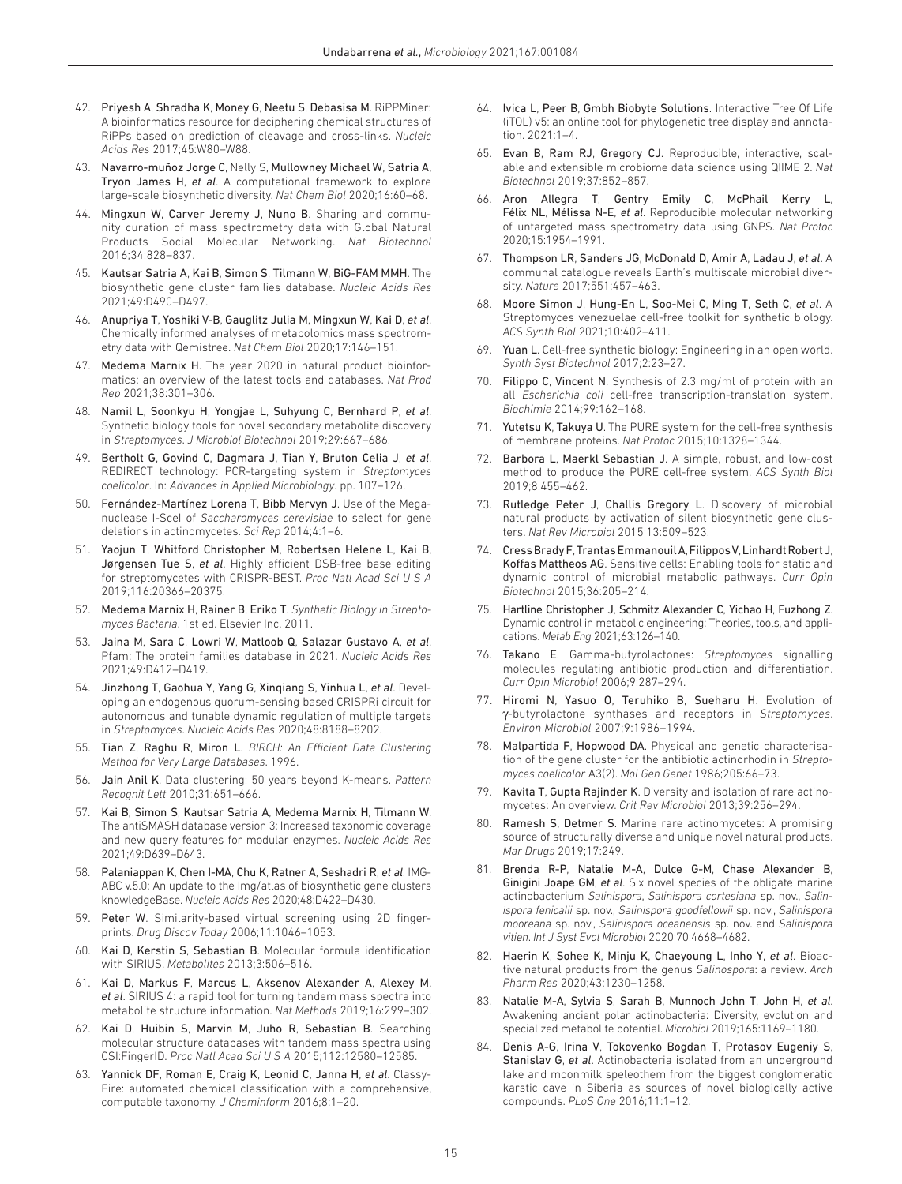42. Priyesh A, Shradha K, Money G, Neetu S, Debasisa M. RiPPMiner: A bioinformatics resource for deciphering chemical structures of RiPPs based on prediction of cleavage and cross-links. *Nucleic Acids Res* 2017;45:W80–W88.
43. Navarro-muñoz Jorge C, Nelly S, Mullowney Michael W, Satria A, Tryon James H, *et al*. A computational framework to explore large-scale biosynthetic diversity. *Nat Chem Biol* 2020;16:60–68.
44. Mingxun W, Carver Jeremy J, Nuno B. Sharing and community curation of mass spectrometry data with Global Natural Products Social Molecular Networking. *Nat Biotechnol* 2016;34:828–837.
45. Kautsar Satria A, Kai B, Simon S, Tilmann W, BiG-FAM MMH. The biosynthetic gene cluster families database. *Nucleic Acids Res* 2021;49:D490–D497.
46. Anupriya T, Yoshiki V-B, Gauglitz Julia M, Mingxun W, Kai D, *et al*. Chemically informed analyses of metabolomics mass spectrometry data with Qemistree. *Nat Chem Biol* 2020;17:146–151.
47. Medema Marnix H. The year 2020 in natural product bioinformatics: an overview of the latest tools and databases. *Nat Prod Rep* 2021;38:301–306.
48. Namil L, Soonkyu H, Yongjae L, Suhyung C, Bernhard P, *et al*. Synthetic biology tools for novel secondary metabolite discovery in *Streptomyces*. *J Microbiol Biotechnol* 2019;29:667–686.
49. Bertholt G, Govind C, Dagmara J, Tian Y, Bruton Celia J, *et al*. REDIRECT technology: PCR-targeting system in *Streptomyces coelicolor*. In: *Advances in Applied Microbiology*. pp. 107–126.
50. Fernández-Martínez Lorena T, Bibb Mervyn J. Use of the Meganuclease I-SceI of *Saccharomyces cerevisiae* to select for gene deletions in actinomycetes. *Sci Rep* 2014;4:1–6.
51. Yaojun T, Whitford Christopher M, Robertsen Helene L, Kai B, Jørgensen Tue S, *et al*. Highly efficient DSB-free base editing for streptomycetes with CRISPR-BEST. *Proc Natl Acad Sci U S A* 2019;116:20366–20375.
52. Medema Marnix H, Rainer B, Eriko T. *Synthetic Biology in Streptomyces Bacteria*. 1st ed. Elsevier Inc, 2011.
53. Jaina M, Sara C, Lowri W, Matloob Q, Salazar Gustavo A, *et al*. Pfam: The protein families database in 2021. *Nucleic Acids Res* 2021;49:D412–D419.
54. Jinzhong T, Gaohua Y, Yang G, Xinqiang S, Yinhua L, *et al*. Developing an endogenous quorum-sensing based CRISPRi circuit for autonomous and tunable dynamic regulation of multiple targets in *Streptomyces*. *Nucleic Acids Res* 2020;48:8188–8202.
55. Tian Z, Raghu R, Miron L. *BIRCH: An Efficient Data Clustering Method for Very Large Databases*. 1996.
56. Jain Anil K. Data clustering: 50 years beyond K-means. *Pattern Recognit Lett* 2010;31:651–666.
57. Kai B, Simon S, Kautsar Satria A, Medema Marnix H, Tilmann W. The antiSMASH database version 3: Increased taxonomic coverage and new query features for modular enzymes. *Nucleic Acids Res* 2021;49:D639–D643.
58. Palaniappan K, Chen I-MA, Chu K, Ratner A, Seshadri R, *et al*. IMG-ABC v.5.0: An update to the Img/atlas of biosynthetic gene clusters knowledgeBase. *Nucleic Acids Res* 2020;48:D422–D430.
59. Peter W. Similarity-based virtual screening using 2D fingerprints. *Drug Discov Today* 2006;11:1046–1053.
60. Kai D, Kerstin S, Sebastian B. Molecular formula identification with SIRIUS. *Metabolites* 2013;3:506–516.
61. Kai D, Markus F, Marcus L, Aksenov Alexander A, Alexey M, *et al*. SIRIUS 4: a rapid tool for turning tandem mass spectra into metabolite structure information. *Nat Methods* 2019;16:299–302.
62. Kai D, Huibin S, Marvin M, Juho R, Sebastian B. Searching molecular structure databases with tandem mass spectra using CSI:FingerID. *Proc Natl Acad Sci U S A* 2015;112:12580–12585.
63. Yannick DF, Roman E, Craig K, Leonid C, Janna H, *et al*. ClassyFire: automated chemical classification with a comprehensive, computable taxonomy. *J Cheminform* 2016;8:1–20.
64. Ivica L, Peer B, Gmbh Biobyte Solutions. Interactive Tree Of Life (iTOL) v5: an online tool for phylogenetic tree display and annotation. 2021:1–4.
65. Evan B, Ram RJ, Gregory CJ. Reproducible, interactive, scalable and extensible microbiome data science using QIIME 2. *Nat Biotechnol* 2019;37:852–857.
66. Aron Allegra T, Gentry Emily C, McPhail Kerry L, Félix NL, Mélissa N-E, *et al*. Reproducible molecular networking of untargeted mass spectrometry data using GNPS. *Nat Protoc* 2020;15:1954–1991.
67. Thompson LR, Sanders JG, McDonald D, Amir A, Ladau J, *et al*. A communal catalogue reveals Earth's multiscale microbial diversity. *Nature* 2017;551:457–463.
68. Moore Simon J, Hung-En L, Soo-Mei C, Ming T, Seth C, *et al*. A Streptomyces venezuelae cell-free toolkit for synthetic biology. *ACS Synth Biol* 2021;10:402–411.
69. Yuan L. Cell-free synthetic biology: Engineering in an open world. *Synth Syst Biotechnol* 2017;2:23–27.
70. Filippo C, Vincent N. Synthesis of 2.3 mg/ml of protein with an all *Escherichia coli* cell-free transcription-translation system. *Biochimie* 2014;99:162–168.
71. Yutetsu K, Takuya U. The PURE system for the cell-free synthesis of membrane proteins. *Nat Protoc* 2015;10:1328–1344.
72. Barbora L, Maerkl Sebastian J. A simple, robust, and low-cost method to produce the PURE cell-free system. *ACS Synth Biol* 2019;8:455–462.
73. Rutledge Peter J, Challis Gregory L. Discovery of microbial natural products by activation of silent biosynthetic gene clusters. *Nat Rev Microbiol* 2015;13:509–523.
74. Cress Brady F, Trantas Emmanouil A, Filippos V, Linhardt Robert J, Koffas Mattheos AG. Sensitive cells: Enabling tools for static and dynamic control of microbial metabolic pathways. *Curr Opin Biotechnol* 2015;36:205–214.
75. Hartline Christopher J, Schmitz Alexander C, Yichao H, Fuzhong Z. Dynamic control in metabolic engineering: Theories, tools, and applications. *Metab Eng* 2021;63:126–140.
76. Takano E. Gamma-butyrolactones: *Streptomyces* signalling molecules regulating antibiotic production and differentiation. *Curr Opin Microbiol* 2006;9:287–294.
77. Hiromi N, Yasuo O, Teruhiko B, Sueharu H. Evolution of γ-butyrolactone synthases and receptors in *Streptomyces*. *Environ Microbiol* 2007;9:1986–1994.
78. Malpartida F, Hopwood DA. Physical and genetic characterisation of the gene cluster for the antibiotic actinorhodin in *Streptomyces coelicolor* A3(2). *Mol Gen Genet* 1986;205:66–73.
79. Kavita T, Gupta Rajinder K. Diversity and isolation of rare actinomycetes: An overview. *Crit Rev Microbiol* 2013;39:256–294.
80. Ramesh S, Detmer S. Marine rare actinomycetes: A promising source of structurally diverse and unique novel natural products. *Mar Drugs* 2019;17:249.
81. Brenda R-P, Natalie M-A, Dulce G-M, Chase Alexander B, Ginigini Joape GM, *et al*. Six novel species of the obligate marine actinobacterium *Salinispora*, *Salinispora cortesiana* sp. nov., *Salinispora fenicalii* sp. nov., *Salinispora goodfellowii* sp. nov., *Salinispora mooreana* sp. nov., *Salinispora oceanensis* sp. nov. and *Salinispora vitien*. *Int J Syst Evol Microbiol* 2020;70:4668–4682.
82. Haerin K, Sohee K, Minju K, Chaeyoung L, Inho Y, *et al*. Bioactive natural products from the genus *Salinospora*: a review. *Arch Pharm Res* 2020;43:1230–1258.
83. Natalie M-A, Sylvia S, Sarah B, Munnoch John T, John H, *et al*. Awakening ancient polar actinobacteria: Diversity, evolution and specialized metabolite potential. *Microbiol* 2019;165:1169–1180.
84. Denis A-G, Irina V, Tokovenko Bogdan T, Protasov Eugeniy S, Stanislav G, *et al*. Actinobacteria isolated from an underground lake and moonmilk speleothem from the biggest conglomeratic karstic cave in Siberia as sources of novel biologically active compounds. *PLoS One* 2016;11:1–12.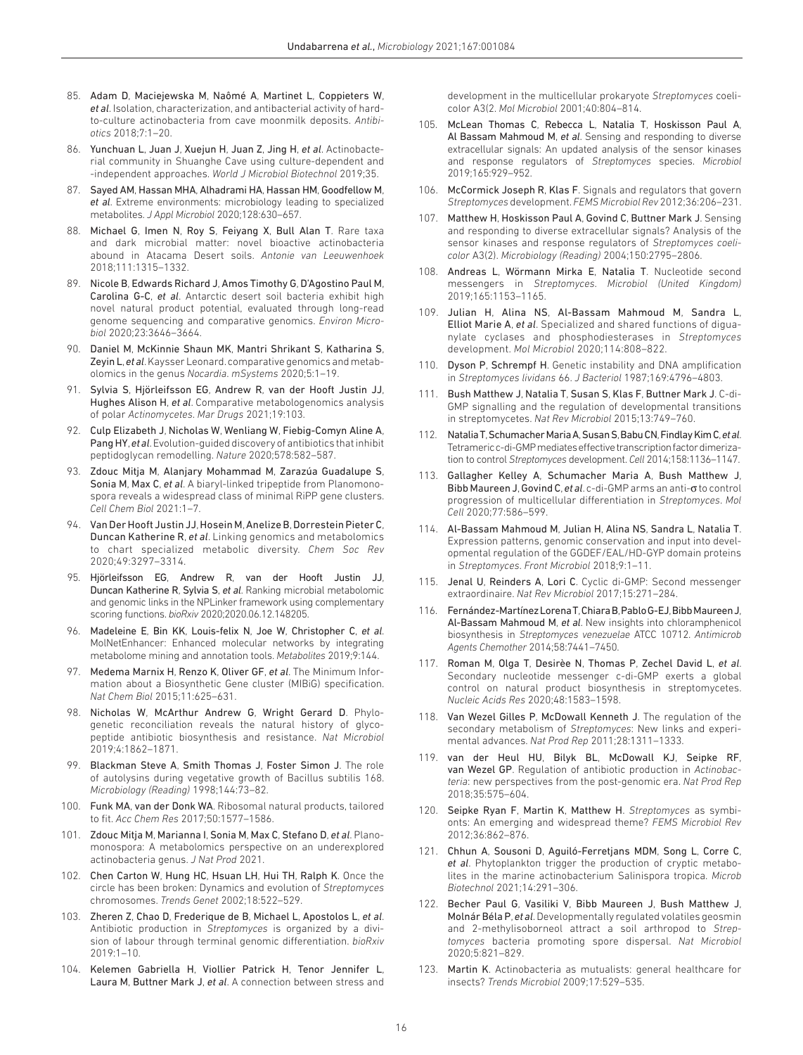85. Adam D, Maciejewska M, Naômé A, Martinet L, Coppieters W, *et al*. Isolation, characterization, and antibacterial activity of hard-to-culture actinobacteria from cave moonmilk deposits. *Antibiotics* 2018;7:1–20.
86. Yunchuan L, Juan J, Xuejun H, Juan Z, Jing H, *et al*. Actinobacterial community in Shuanghe Cave using culture-dependent and -independent approaches. *World J Microbiol Biotechnol* 2019;35.
87. Sayed AM, Hassan MHA, Alhadrami HA, Hassan HM, Goodfellow M, *et al*. Extreme environments: microbiology leading to specialized metabolites. *J Appl Microbiol* 2020;128:630–657.
88. Michael G, Imen N, Roy S, Feiyang X, Bull Alan T. Rare taxa and dark microbial matter: novel bioactive actinobacteria abound in Atacama Desert soils. *Antonie van Leeuwenhoek* 2018;111:1315–1332.
89. Nicole B, Edwards Richard J, Amos Timothy G, D'Agostino Paul M, Carolina G-C, *et al*. Antarctic desert soil bacteria exhibit high novel natural product potential, evaluated through long-read genome sequencing and comparative genomics. *Environ Microbiol* 2020;23:3646–3664.
90. Daniel M, McKinnie Shaun MK, Mantri Shrikant S, Katharina S, Zeyin L, *et al*. Kaysser Leonard. comparative genomics and metabolomics in the genus *Nocardia*. *mSystems* 2020;5:1–19.
91. Sylvia S, Hjörleifsson EG, Andrew R, van der Hooft Justin JJ, Hughes Alison H, *et al*. Comparative metabologenomics analysis of polar *Actinomycetes*. *Mar Drugs* 2021;19:103.
92. Culp Elizabeth J, Nicholas W, Wenliang W, Fiebig-Comyn Aline A, Pang HY, *et al*. Evolution-guided discovery of antibiotics that inhibit peptidoglycan remodelling. *Nature* 2020;578:582–587.
93. Zdouc Mitja M, Alanjary Mohammad M, Zarazúa Guadalupe S, Sonia M, Max C, *et al*. A biaryl-linked tripeptide from Planomonospora reveals a widespread class of minimal RiPP gene clusters. *Cell Chem Biol* 2021:1–7.
94. Van Der Hooft Justin JJ, Hosein M, Anelize B, Dorrestein Pieter C, Duncan Katherine R, *et al*. Linking genomics and metabolomics to chart specialized metabolic diversity. *Chem Soc Rev* 2020;49:3297–3314.
95. Hjörleifsson EG, Andrew R, van der Hooft Justin JJ, Duncan Katherine R, Sylvia S, *et al*. Ranking microbial metabolomic and genomic links in the NPLinker framework using complementary scoring functions. *bioRxiv* 2020;2020.06.12.148205.
96. Madeleine E, Bin KK, Louis-felix N, Joe W, Christopher C, *et al*. MolNetEnhancer: Enhanced molecular networks by integrating metabolome mining and annotation tools. *Metabolites* 2019;9:144.
97. Medema Marnix H, Renzo K, Oliver GF, *et al*. The Minimum Information about a Biosynthetic Gene cluster (MIBiG) specification. *Nat Chem Biol* 2015;11:625–631.
98. Nicholas W, McArthur Andrew G, Wright Gerard D. Phylogenetic reconciliation reveals the natural history of glycopeptide antibiotic biosynthesis and resistance. *Nat Microbiol* 2019;4:1862–1871.
99. Blackman Steve A, Smith Thomas J, Foster Simon J. The role of autolysins during vegetative growth of Bacillus subtilis 168. *Microbiology (Reading)* 1998;144:73–82.
100. Funk MA, van der Donk WA. Ribosomal natural products, tailored to fit. *Acc Chem Res* 2017;50:1577–1586.
101. Zdouc Mitja M, Marianna I, Sonia M, Max C, Stefano D, *et al*. Planomonospora: A metabolomics perspective on an underexplored actinobacteria genus. *J Nat Prod* 2021.
102. Chen Carton W, Hung HC, Hsuan LH, Hui TH, Ralph K. Once the circle has been broken: Dynamics and evolution of *Streptomyces* chromosomes. *Trends Genet* 2002;18:522–529.
103. Zheren Z, Chao D, Frederique de B, Michael L, Apostolos L, *et al*. Antibiotic production in *Streptomyces* is organized by a division of labour through terminal genomic differentiation. *bioRxiv* 2019:1–10.
104. Kelemen Gabriella H, Viollier Patrick H, Tenor Jennifer L, Laura M, Buttner Mark J, *et al*. A connection between stress and development in the multicellular prokaryote *Streptomyces* coelicolor A3(2. *Mol Microbiol* 2001;40:804–814.
105. McLean Thomas C, Rebecca L, Natalia T, Hoskisson Paul A, Al Bassam Mahmoud M, *et al*. Sensing and responding to diverse extracellular signals: An updated analysis of the sensor kinases and response regulators of *Streptomyces* species. *Microbiol* 2019;165:929–952.
106. McCormick Joseph R, Klas F. Signals and regulators that govern *Streptomyces* development. *FEMS Microbiol Rev* 2012;36:206–231.
107. Matthew H, Hoskisson Paul A, Govind C, Buttner Mark J. Sensing and responding to diverse extracellular signals? Analysis of the sensor kinases and response regulators of *Streptomyces coelicolor* A3(2). *Microbiology (Reading)* 2004;150:2795–2806.
108. Andreas L, Wörmann Mirka E, Natalia T. Nucleotide second messengers in *Streptomyces*. *Microbiol (United Kingdom)* 2019;165:1153–1165.
109. Julian H, Alina NS, Al-Bassam Mahmoud M, Sandra L, Elliot Marie A, *et al*. Specialized and shared functions of diguanylate cyclases and phosphodiesterases in *Streptomyces* development. *Mol Microbiol* 2020;114:808–822.
110. Dyson P, Schrempf H. Genetic instability and DNA amplification in *Streptomyces lividans* 66. *J Bacteriol* 1987;169:4796–4803.
111. Bush Matthew J, Natalia T, Susan S, Klas F, Buttner Mark J. C-di-GMP signalling and the regulation of developmental transitions in streptomycetes. *Nat Rev Microbiol* 2015;13:749–760.
112. Natalia T, Schumacher Maria A, Susan S, Babu CN, Findlay Kim C, *et al*. Tetrameric c-di-GMP mediates effective transcription factor dimerization to control *Streptomyces* development. *Cell* 2014;158:1136–1147.
113. Gallagher Kelley A, Schumacher Maria A, Bush Matthew J, Bibb Maureen J, Govind C, *et al*. c-di-GMP arms an anti-σ to control progression of multicellular differentiation in *Streptomyces*. *Mol Cell* 2020;77:586–599.
114. Al-Bassam Mahmoud M, Julian H, Alina NS, Sandra L, Natalia T. Expression patterns, genomic conservation and input into developmental regulation of the GGDEF/EAL/HD-GYP domain proteins in *Streptomyces*. *Front Microbiol* 2018;9:1–11.
115. Jenal U, Reinders A, Lori C. Cyclic di-GMP: Second messenger extraordinaire. *Nat Rev Microbiol* 2017;15:271–284.
116. Fernández-Martínez Lorena T, Chiara B, Pablo G-EJ, Bibb Maureen J, Al-Bassam Mahmoud M, *et al*. New insights into chloramphenicol biosynthesis in *Streptomyces venezuelae* ATCC 10712. *Antimicrob Agents Chemother* 2014;58:7441–7450.
117. Roman M, Olga T, Desirèe N, Thomas P, Zechel David L, *et al*. Secondary nucleotide messenger c-di-GMP exerts a global control on natural product biosynthesis in streptomycetes. *Nucleic Acids Res* 2020;48:1583–1598.
118. Van Wezel Gilles P, McDowall Kenneth J. The regulation of the secondary metabolism of *Streptomyces*: New links and experimental advances. *Nat Prod Rep* 2011;28:1311–1333.
119. van der Heul HU, Bilyk BL, McDowall KJ, Seipke RF, van Wezel GP. Regulation of antibiotic production in *Actinobacteria*: new perspectives from the post-genomic era. *Nat Prod Rep* 2018;35:575–604.
120. Seipke Ryan F, Martin K, Matthew H. *Streptomyces* as symbionts: An emerging and widespread theme? *FEMS Microbiol Rev* 2012;36:862–876.
121. Chhun A, Sousoni D, Aguiló-Ferretjans MDM, Song L, Corre C, *et al*. Phytoplankton trigger the production of cryptic metabolites in the marine actinobacterium Salinispora tropica. *Microb Biotechnol* 2021;14:291–306.
122. Becher Paul G, Vasiliki V, Bibb Maureen J, Bush Matthew J, Molnár Béla P, *et al*. Developmentally regulated volatiles geosmin and 2-methylisoborneol attract a soil arthropod to *Streptomyces* bacteria promoting spore dispersal. *Nat Microbiol* 2020;5:821–829.
123. Martin K. Actinobacteria as mutualists: general healthcare for insects? *Trends Microbiol* 2009;17:529–535.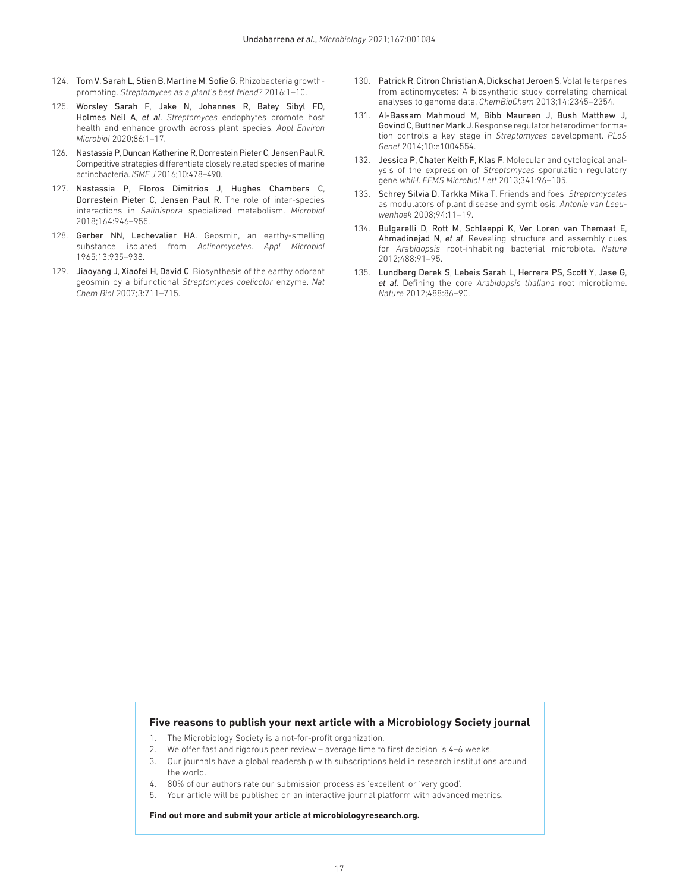124. Tom V, Sarah L, Stien B, Martine M, Sofie G. Rhizobacteria growth-promoting. *Streptomyces as a plant's best friend?* 2016:1–10.

125. Worsley Sarah F, Jake N, Johannes R, Batey Sibyl FD, Holmes Neil A, *et al*. *Streptomyces* endophytes promote host health and enhance growth across plant species. *Appl Environ Microbiol* 2020;86:1–17.

126. Nastassia P, Duncan Katherine R, Dorrestein Pieter C, Jensen Paul R. Competitive strategies differentiate closely related species of marine actinobacteria. *ISME J* 2016;10:478–490.

127. Nastassia P, Floros Dimitrios J, Hughes Chambers C, Dorrestein Pieter C, Jensen Paul R. The role of inter-species interactions in *Salinispora* specialized metabolism. *Microbiol* 2018;164:946–955.

128. Gerber NN, Lechevalier HA. Geosmin, an earthy-smelling substance isolated from *Actinomycetes*. *Appl Microbiol* 1965;13:935–938.

129. Jiaoyang J, Xiaofei H, David C. Biosynthesis of the earthy odorant geosmin by a bifunctional *Streptomyces coelicolor* enzyme. *Nat Chem Biol* 2007;3:711–715.

130. Patrick R, Citron Christian A, Dickschat Jeroen S. Volatile terpenes from actinomycetes: A biosynthetic study correlating chemical analyses to genome data. *ChemBioChem* 2013;14:2345–2354.

131. Al-Bassam Mahmoud M, Bibb Maureen J, Bush Matthew J, Govind C, Buttner Mark J. Response regulator heterodimer formation controls a key stage in *Streptomyces* development. *PLoS Genet* 2014;10:e1004554.

132. Jessica P, Chater Keith F, Klas F. Molecular and cytological analysis of the expression of *Streptomyces* sporulation regulatory gene *whiH*. *FEMS Microbiol Lett* 2013;341:96–105.

133. Schrey Silvia D, Tarkka Mika T. Friends and foes: *Streptomycetes* as modulators of plant disease and symbiosis. *Antonie van Leeuwenhoek* 2008;94:11–19.

134. Bulgarelli D, Rott M, Schlaeppi K, Ver Loren van Themaat E, Ahmadinejad N, *et al*. Revealing structure and assembly cues for *Arabidopsis* root-inhabiting bacterial microbiota. *Nature* 2012;488:91–95.

135. Lundberg Derek S, Lebeis Sarah L, Herrera PS, Scott Y, Jase G, *et al*. Defining the core *Arabidopsis thaliana* root microbiome. *Nature* 2012;488:86–90.

### Five reasons to publish your next article with a Microbiology Society journal

1. The Microbiology Society is a not-for-profit organization.
2. We offer fast and rigorous peer review – average time to first decision is 4–6 weeks.
3. Our journals have a global readership with subscriptions held in research institutions around the world.
4. 80% of our authors rate our submission process as 'excellent' or 'very good'.
5. Your article will be published on an interactive journal platform with advanced metrics.

**Find out more and submit your article at microbiologyresearch.org.**